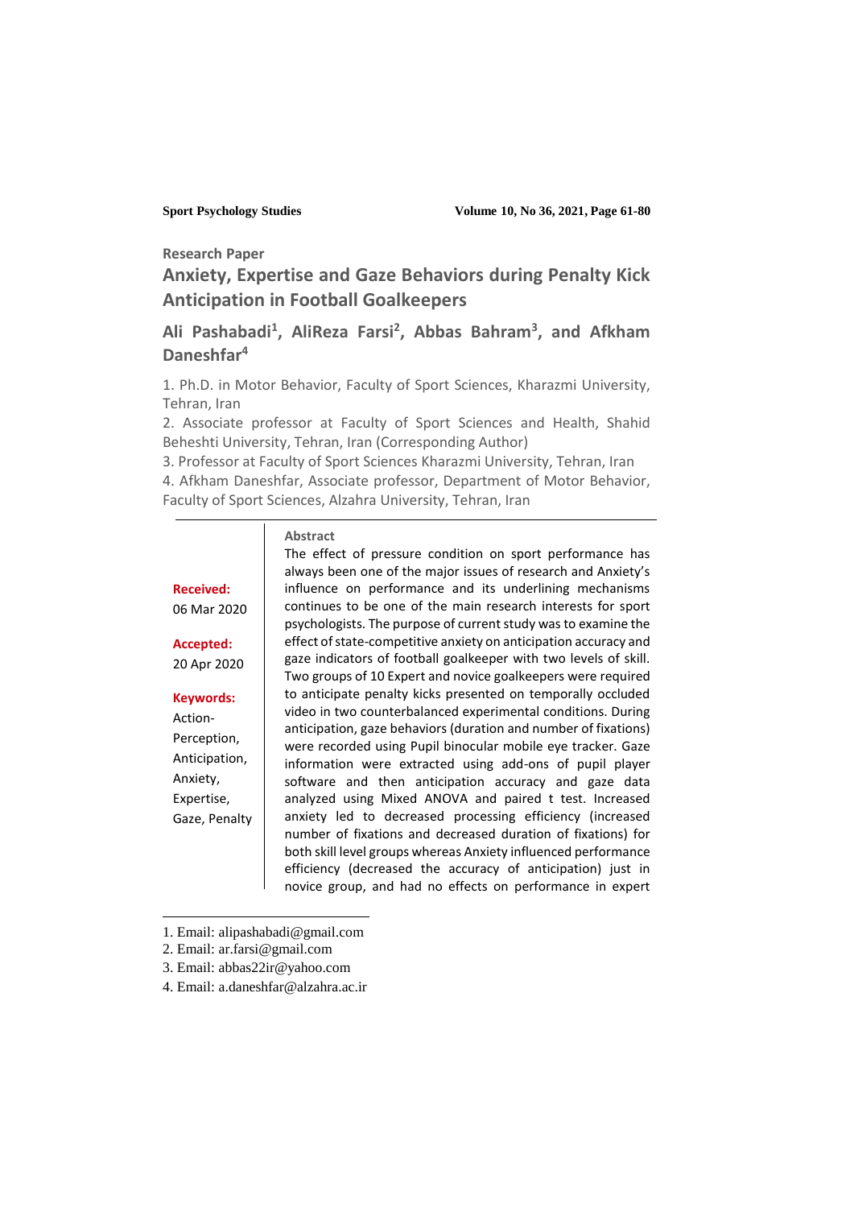Research Paper

# Anxiety, Expertise and Gaze Behaviors during Penalty Kick Anticipation in Football Goalkeepers

**Ali Pashabadi[1], AliReza Farsi[2], Abbas Bahram[3], and Afkham Daneshfar[4]**

1. Ph.D. in Motor Behavior, Faculty of Sport Sciences, Kharazmi University, Tehran, Iran
2. Associate professor at Faculty of Sport Sciences and Health, Shahid Beheshti University, Tehran, Iran (Corresponding Author)
3. Professor at Faculty of Sport Sciences Kharazmi University, Tehran, Iran
4. Afkham Daneshfar, Associate professor, Department of Motor Behavior, Faculty of Sport Sciences, Alzahra University, Tehran, Iran

**Received:** 06 Mar 2020

**Accepted:** 20 Apr 2020

**Keywords:** Action-Perception, Anticipation, Anxiety, Expertise, Gaze, Penalty

**Abstract**

The effect of pressure condition on sport performance has always been one of the major issues of research and Anxiety's influence on performance and its underlining mechanisms continues to be one of the main research interests for sport psychologists. The purpose of current study was to examine the effect of state-competitive anxiety on anticipation accuracy and gaze indicators of football goalkeeper with two levels of skill. Two groups of 10 Expert and novice goalkeepers were required to anticipate penalty kicks presented on temporally occluded video in two counterbalanced experimental conditions. During anticipation, gaze behaviors (duration and number of fixations) were recorded using Pupil binocular mobile eye tracker. Gaze information were extracted using add-ons of pupil player software and then anticipation accuracy and gaze data analyzed using Mixed ANOVA and paired t test. Increased anxiety led to decreased processing efficiency (increased number of fixations and decreased duration of fixations) for both skill level groups whereas Anxiety influenced performance efficiency (decreased the accuracy of anticipation) just in novice group, and had no effects on performance in expert

---

1. Email: alipashabadi@gmail.com
2. Email: ar.farsi@gmail.com
3. Email: abbas22ir@yahoo.com
4. Email: a.daneshfar@alzahra.ac.ir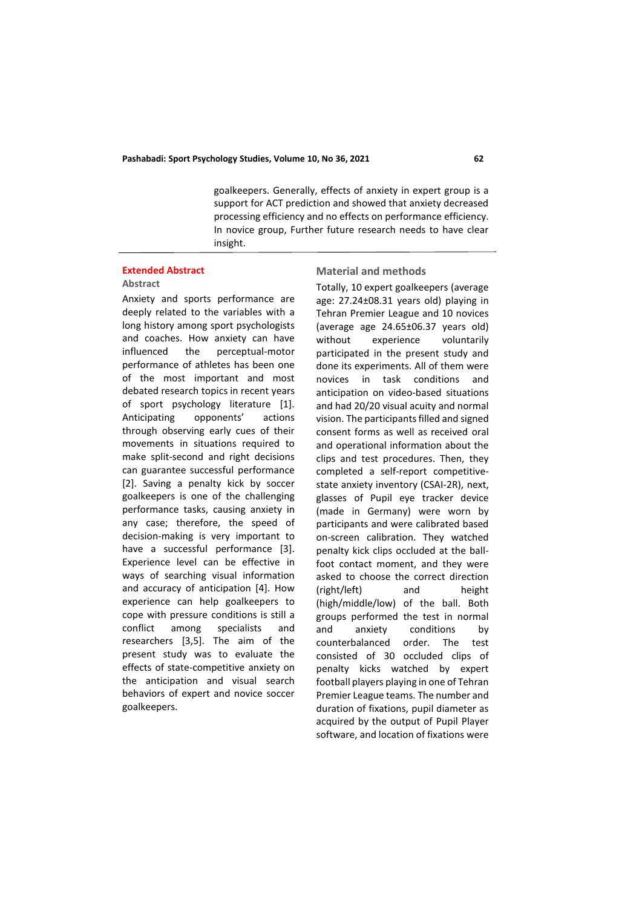goalkeepers. Generally, effects of anxiety in expert group is a support for ACT prediction and showed that anxiety decreased processing efficiency and no effects on performance efficiency. In novice group, Further future research needs to have clear insight.

## Extended Abstract

### Abstract

Anxiety and sports performance are deeply related to the variables with a long history among sport psychologists and coaches. How anxiety can have influenced the perceptual-motor performance of athletes has been one of the most important and most debated research topics in recent years of sport psychology literature [1]. Anticipating opponents' actions through observing early cues of their movements in situations required to make split-second and right decisions can guarantee successful performance [2]. Saving a penalty kick by soccer goalkeepers is one of the challenging performance tasks, causing anxiety in any case; therefore, the speed of decision-making is very important to have a successful performance [3]. Experience level can be effective in ways of searching visual information and accuracy of anticipation [4]. How experience can help goalkeepers to cope with pressure conditions is still a conflict among specialists and researchers [3,5]. The aim of the present study was to evaluate the effects of state-competitive anxiety on the anticipation and visual search behaviors of expert and novice soccer goalkeepers.

### Material and methods

Totally, 10 expert goalkeepers (average age: 27.24±08.31 years old) playing in Tehran Premier League and 10 novices (average age 24.65±06.37 years old) without experience voluntarily participated in the present study and done its experiments. All of them were novices in task conditions and anticipation on video-based situations and had 20/20 visual acuity and normal vision. The participants filled and signed consent forms as well as received oral and operational information about the clips and test procedures. Then, they completed a self-report competitive-state anxiety inventory (CSAI-2R), next, glasses of Pupil eye tracker device (made in Germany) were worn by participants and were calibrated based on-screen calibration. They watched penalty kick clips occluded at the ball-foot contact moment, and they were asked to choose the correct direction (right/left) and height (high/middle/low) of the ball. Both groups performed the test in normal and anxiety conditions by counterbalanced order. The test consisted of 30 occluded clips of penalty kicks watched by expert football players playing in one of Tehran Premier League teams. The number and duration of fixations, pupil diameter as acquired by the output of Pupil Player software, and location of fixations were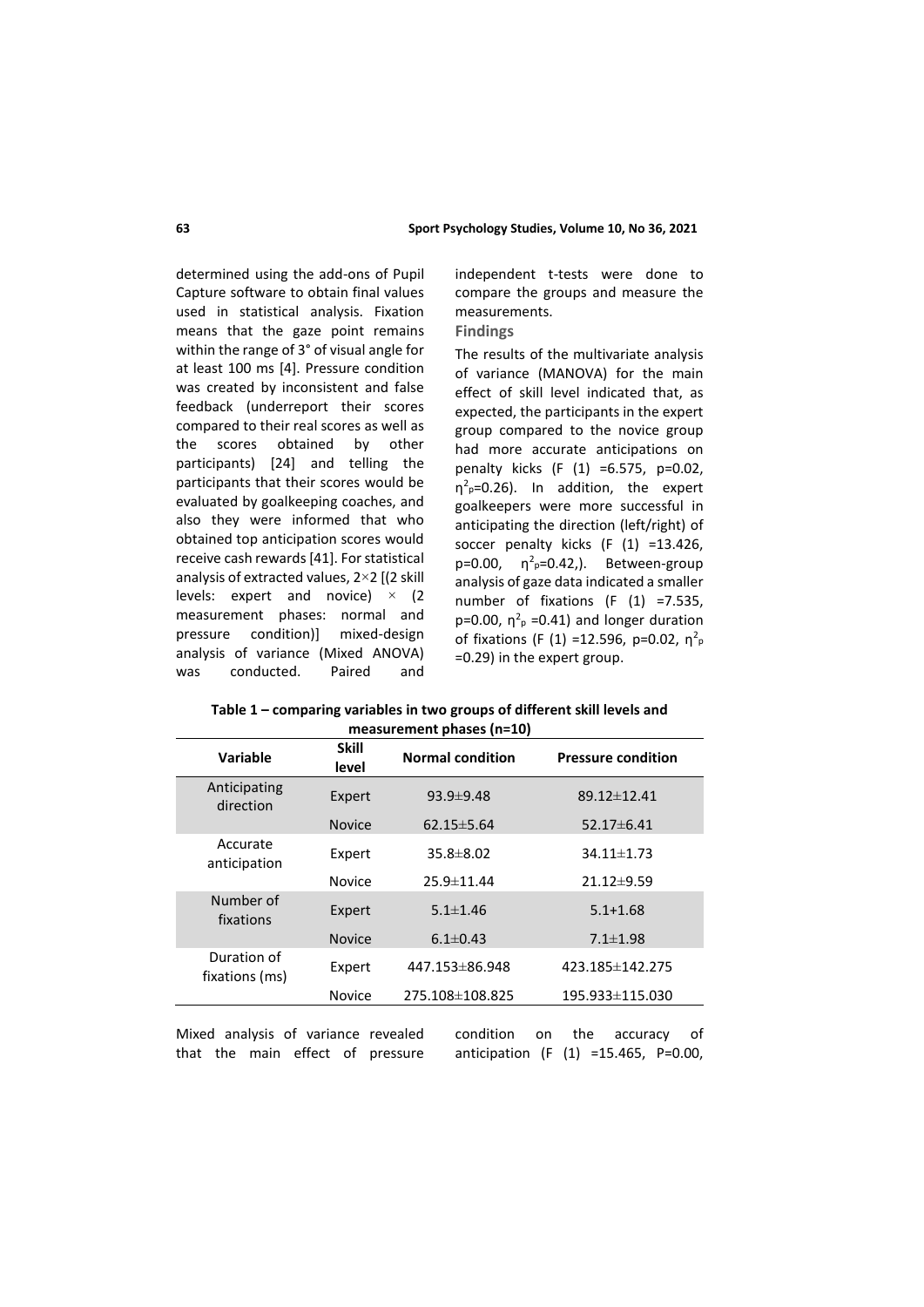determined using the add-ons of Pupil Capture software to obtain final values used in statistical analysis. Fixation means that the gaze point remains within the range of 3° of visual angle for at least 100 ms [4]. Pressure condition was created by inconsistent and false feedback (underreport their scores compared to their real scores as well as the scores obtained by other participants) [24] and telling the participants that their scores would be evaluated by goalkeeping coaches, and also they were informed that who obtained top anticipation scores would receive cash rewards [41]. For statistical analysis of extracted values, 2×2 [(2 skill levels: expert and novice) × (2 measurement phases: normal and pressure condition)] mixed-design analysis of variance (Mixed ANOVA) was conducted. Paired and independent t-tests were done to compare the groups and measure the measurements.

## Findings

The results of the multivariate analysis of variance (MANOVA) for the main effect of skill level indicated that, as expected, the participants in the expert group compared to the novice group had more accurate anticipations on penalty kicks ($F(1) = 6.575$, $p=0.02$, $\eta^2_p=0.26$). In addition, the expert goalkeepers were more successful in anticipating the direction (left/right) of soccer penalty kicks ($F(1) = 13.426$, $p=0.00$, $\eta^2_p=0.42$,). Between-group analysis of gaze data indicated a smaller number of fixations ($F(1) = 7.535$, $p=0.00$, $\eta^2_p = 0.41$) and longer duration of fixations ($F(1) = 12.596$, $p=0.02$, $\eta^2_p = 0.29$) in the expert group.

**Table 1 – comparing variables in two groups of different skill levels and measurement phases (n=10)**

| Variable | Skill level | Normal condition | Pressure condition |
|---|---|---|---|
| Anticipating direction | Expert | 93.9±9.48 | 89.12±12.41 |
| | Novice | 62.15±5.64 | 52.17±6.41 |
| Accurate anticipation | Expert | 35.8±8.02 | 34.11±1.73 |
| | Novice | 25.9±11.44 | 21.12±9.59 |
| Number of fixations | Expert | 5.1±1.46 | 5.1+1.68 |
| | Novice | 6.1±0.43 | 7.1±1.98 |
| Duration of fixations (ms) | Expert | 447.153±86.948 | 423.185±142.275 |
| | Novice | 275.108±108.825 | 195.933±115.030 |

Mixed analysis of variance revealed that the main effect of pressure condition on the accuracy of anticipation ($F(1) = 15.465$, $P=0.00$,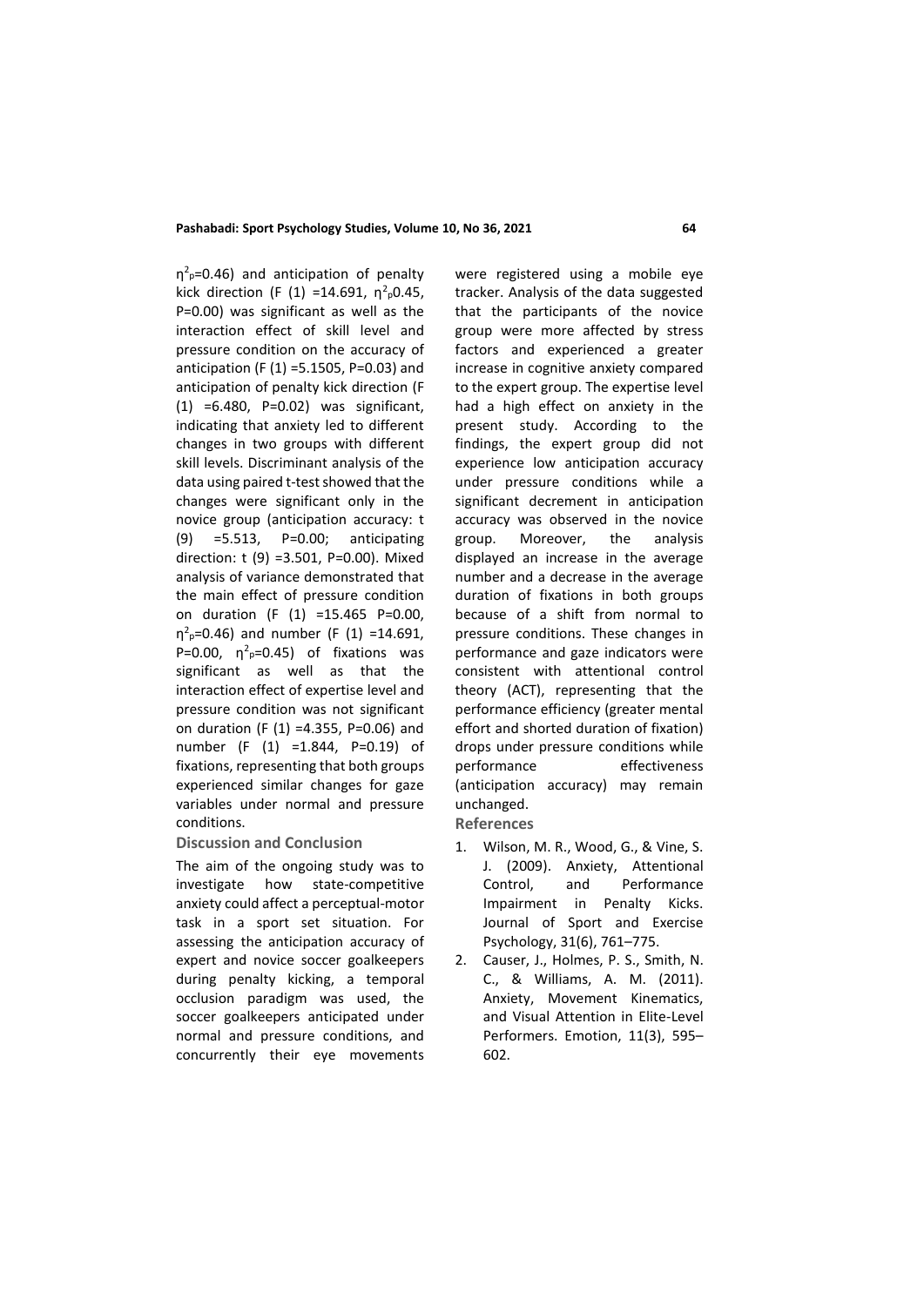$\eta^2_p$=0.46) and anticipation of penalty kick direction (F (1) =14.691, $\eta^2_p$0.45, P=0.00) was significant as well as the interaction effect of skill level and pressure condition on the accuracy of anticipation (F (1) =5.1505, P=0.03) and anticipation of penalty kick direction (F (1) =6.480, P=0.02) was significant, indicating that anxiety led to different changes in two groups with different skill levels. Discriminant analysis of the data using paired t-test showed that the changes were significant only in the novice group (anticipation accuracy: t (9) =5.513, P=0.00; anticipating direction: t (9) =3.501, P=0.00). Mixed analysis of variance demonstrated that the main effect of pressure condition on duration (F (1) =15.465 P=0.00, $\eta^2_p$=0.46) and number (F (1) =14.691, P=0.00, $\eta^2_p$=0.45) of fixations was significant as well as that the interaction effect of expertise level and pressure condition was not significant on duration (F (1) =4.355, P=0.06) and number (F (1) =1.844, P=0.19) of fixations, representing that both groups experienced similar changes for gaze variables under normal and pressure conditions.

## Discussion and Conclusion

The aim of the ongoing study was to investigate how state-competitive anxiety could affect a perceptual-motor task in a sport set situation. For assessing the anticipation accuracy of expert and novice soccer goalkeepers during penalty kicking, a temporal occlusion paradigm was used, the soccer goalkeepers anticipated under normal and pressure conditions, and concurrently their eye movements were registered using a mobile eye tracker. Analysis of the data suggested that the participants of the novice group were more affected by stress factors and experienced a greater increase in cognitive anxiety compared to the expert group. The expertise level had a high effect on anxiety in the present study. According to the findings, the expert group did not experience low anticipation accuracy under pressure conditions while a significant decrement in anticipation accuracy was observed in the novice group. Moreover, the analysis displayed an increase in the average number and a decrease in the average duration of fixations in both groups because of a shift from normal to pressure conditions. These changes in performance and gaze indicators were consistent with attentional control theory (ACT), representing that the performance efficiency (greater mental effort and shorted duration of fixation) drops under pressure conditions while performance effectiveness (anticipation accuracy) may remain unchanged.

## References

1. Wilson, M. R., Wood, G., & Vine, S. J. (2009). Anxiety, Attentional Control, and Performance Impairment in Penalty Kicks. Journal of Sport and Exercise Psychology, 31(6), 761–775.
2. Causer, J., Holmes, P. S., Smith, N. C., & Williams, A. M. (2011). Anxiety, Movement Kinematics, and Visual Attention in Elite-Level Performers. Emotion, 11(3), 595–602.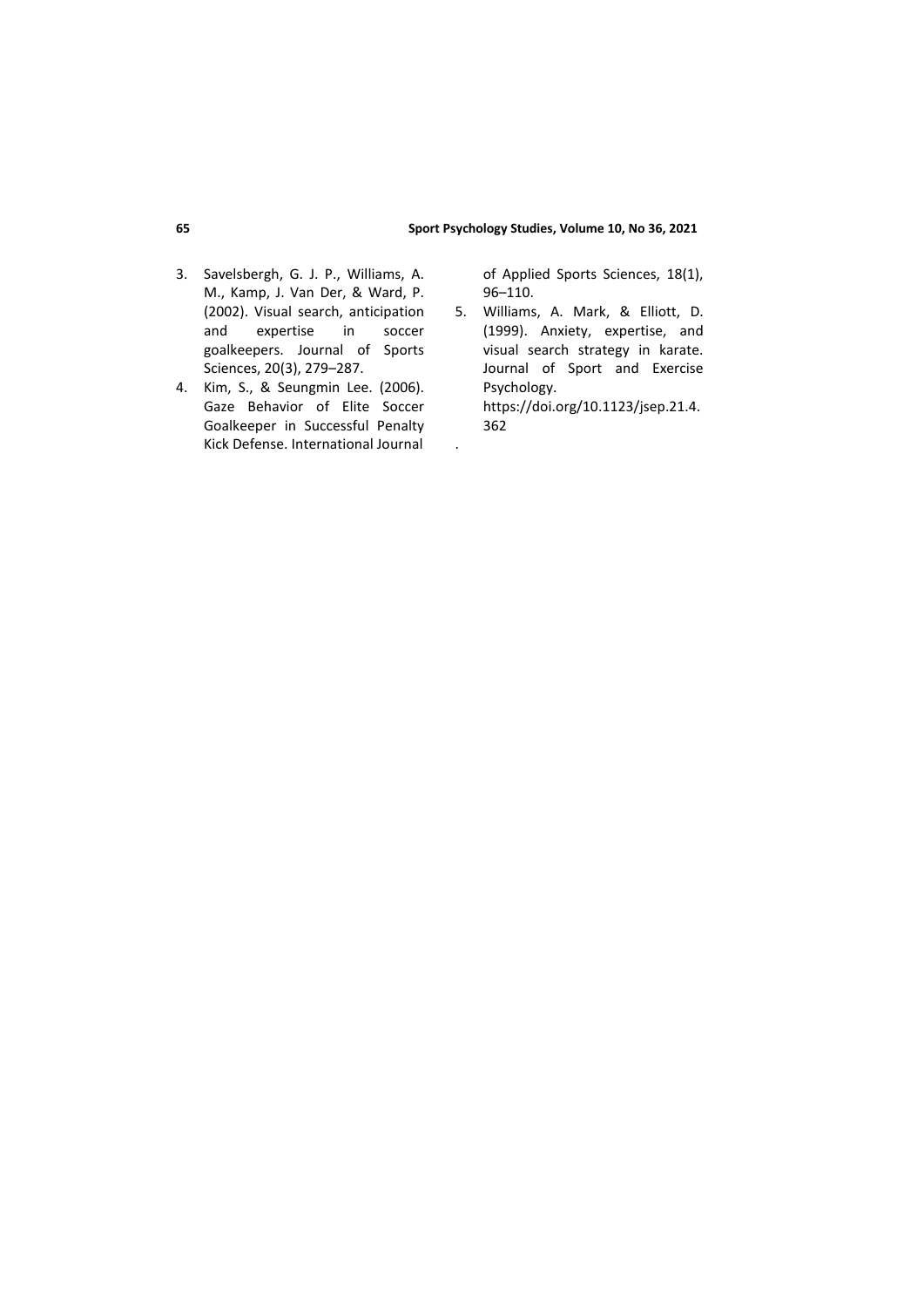3. Savelsbergh, G. J. P., Williams, A. M., Kamp, J. Van Der, & Ward, P. (2002). Visual search, anticipation and expertise in soccer goalkeepers. Journal of Sports Sciences, 20(3), 279–287.
4. Kim, S., & Seungmin Lee. (2006). Gaze Behavior of Elite Soccer Goalkeeper in Successful Penalty Kick Defense. International Journal of Applied Sports Sciences, 18(1), 96–110.
5. Williams, A. Mark, & Elliott, D. (1999). Anxiety, expertise, and visual search strategy in karate. Journal of Sport and Exercise Psychology. https://doi.org/10.1123/jsep.21.4.362

.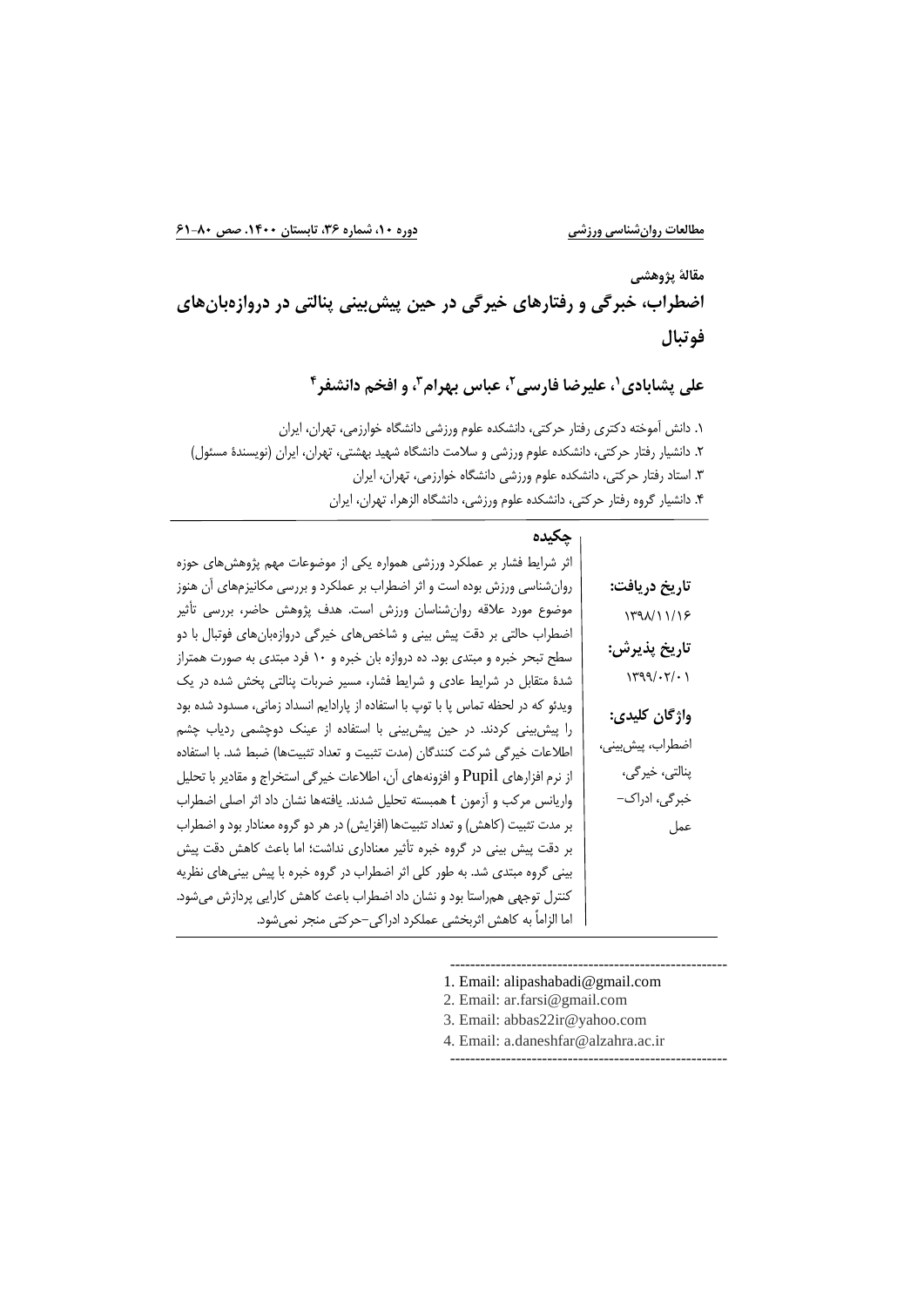مقالهٔ پژوهشی

# اضطراب، خبرگی و رفتارهای خیرگی در حین پیش‌بینی پنالتی در دروازه‌بان‌های فوتبال

**علی پشابادی[1]، علیرضا فارسی[2]، عباس بهرام[3]، و افخم دانشفر[4]**

۱. دانش آموخته دکتری رفتار حرکتی، دانشکده علوم ورزشی دانشگاه خوارزمی، تهران، ایران
۲. دانشیار رفتار حرکتی، دانشکده علوم ورزشی و سلامت دانشگاه شهید بهشتی، تهران، ایران (نویسندهٔ مسئول)
۳. استاد رفتار حرکتی، دانشکده علوم ورزشی دانشگاه خوارزمی، تهران، ایران
۴. دانشیار گروه رفتار حرکتی، دانشکده علوم ورزشی، دانشگاه الزهرا، تهران، ایران

**تاریخ دریافت:** ۱۳۹۸/۱۱/۱۶

**تاریخ پذیرش:** ۱۳۹۹/۰۲/۰۱

**واژگان کلیدی:** اضطراب، پیش‌بینی، پنالتی، خیرگی، خبرگی، ادراک–عمل

## چکیده

اثر شرایط فشار بر عملکرد ورزشی همواره یکی از موضوعات مهم پژوهش‌های حوزه روان‌شناسی ورزش بوده است و اثر اضطراب بر عملکرد و بررسی مکانیزم‌های آن هنوز موضوع مورد علاقه روان‌شناسان ورزش است. هدف پژوهش حاضر، بررسی تأثیر اضطراب حالتی بر دقت پیش بینی و شاخص‌های خیرگی دروازه‌بان‌های فوتبال با دو سطح تبحر خبره و مبتدی بود. ده دروازه بان خبره و ۱۰ فرد مبتدی به صورت همتراز شدهٔ متقابل در شرایط عادی و شرایط فشار، مسیر ضربات پنالتی پخش شده در یک ویدئو که در لحظه تماس پا با توپ با استفاده از پارادایم انسداد زمانی، مسدود شده بود را پیش‌بینی کردند. در حین پیش‌بینی با استفاده از عینک دوچشمی ردیاب چشم اطلاعات خیرگی شرکت کنندگان (مدت تثبیت و تعداد تثبیت‌ها) ضبط شد. با استفاده از نرم افزارهای Pupil و افزونه‌های آن، اطلاعات خیرگی استخراج و مقادیر با تحلیل واریانس مرکب و آزمون t همبسته تحلیل شدند. یافته‌ها نشان داد اثر اصلی اضطراب بر مدت تثبیت (کاهش) و تعداد تثبیت‌ها (افزایش) در هر دو گروه معنادار بود و اضطراب بر دقت پیش بینی در گروه خبره تأثیر معناداری نداشت؛ اما باعث کاهش دقت پیش بینی گروه مبتدی شد. به طور کلی اثر اضطراب در گروه خبره با پیش بینی‌های نظریه کنترل توجهی همراستا بود و نشان داد اضطراب باعث کاهش کارایی پردازش می‌شود. اما الزاماً به کاهش اثربخشی عملکرد ادراکی–حرکتی منجر نمی‌شود.

---

1. Email: alipashabadi@gmail.com
2. Email: ar.farsi@gmail.com
3. Email: abbas22ir@yahoo.com
4. Email: a.daneshfar@alzahra.ac.ir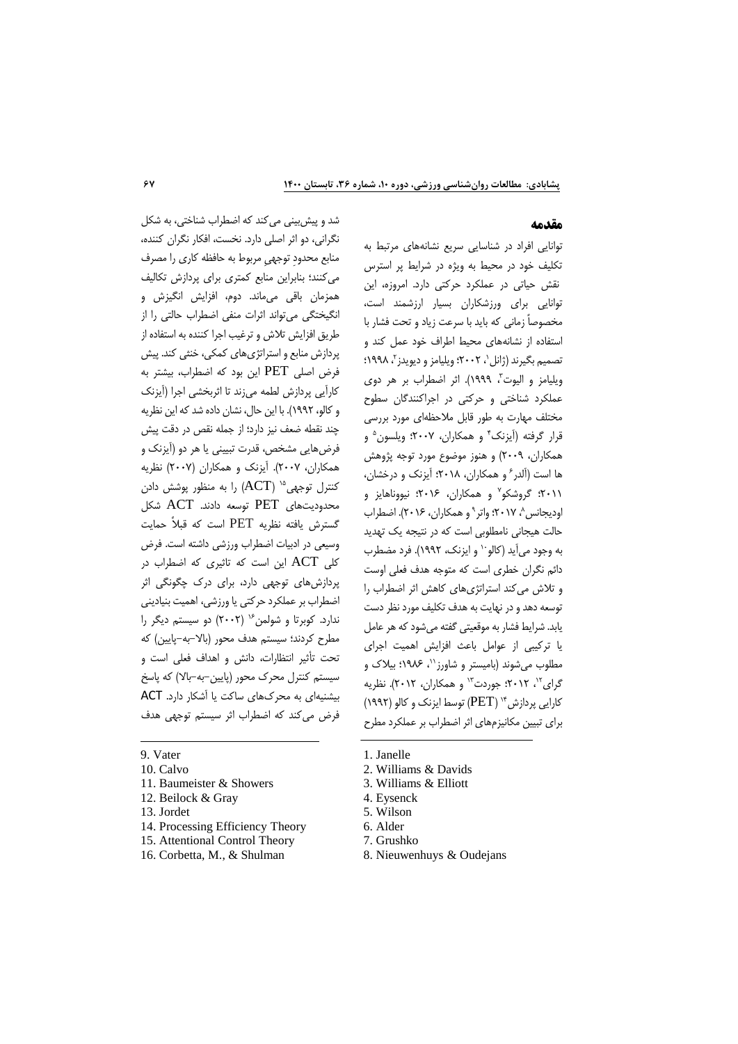## مقدمه

توانایی افراد در شناسایی سریع نشانه‌های مرتبط به تکلیف خود در محیط به ویژه در شرایط پر استرس نقش حیاتی در عملکرد حرکتی دارد. امروزه، این توانایی برای ورزشکاران بسیار ارزشمند است، مخصوصاً زمانی که باید با سرعت زیاد و تحت فشار با استفاده از نشانه‌های محیط اطراف خود عمل کند و تصمیم بگیرند (ژانل[1]، ۲۰۰۲؛ ویلیامز و دیویدز[2]، ۱۹۹۸؛ ویلیامز و الیوت[3]، ۱۹۹۹). اثر اضطراب بر هر دوی عملکرد شناختی و حرکتی در اجراکنندگان سطوح مختلف مهارت به طور قابل ملاحظه‌ای مورد بررسی قرار گرفته (آیزنک[4] و همکاران، ۲۰۰۷؛ ویلسون[5] و همکاران، ۲۰۰۹) و هنوز موضوع مورد توجه پژوهش ها است (آلدر[6] و همکاران، ۲۰۱۸؛ آیزنک و درخشان، ۲۰۱۱؛ گروشکو[7] و همکاران، ۲۰۱۶؛ نیووناهایز و اودیجانس[8]، ۲۰۱۷؛ واتر[9] و همکاران، ۲۰۱۶). اضطراب حالت هیجانی نامطلوبی است که در نتیجه یک تهدید به وجود می‌آید (کالو[10] و ایزنک، ۱۹۹۲). فرد مضطرب دائم نگران خطری است که متوجه هدف فعلی اوست و تلاش می‌کند استراتژی‌های کاهش اثر اضطراب را توسعه دهد و در نهایت به هدف تکلیف مورد نظر دست یابد. شرایط فشار به موقعیتی گفته می‌شود که هر عامل یا ترکیبی از عوامل باعث افزایش اهمیت اجرای مطلوب می‌شوند (بامیستر و شاورز[11]، ۱۹۸۶؛ بیلاک و گرای[12]، ۲۰۱۲؛ جوردت[13] و همکاران، ۲۰۱۲). نظریه کارایی پردازش[14] (PET) توسط ایزنک و کالو (۱۹۹۲) برای تبیین مکانیزم‌های اثر اضطراب بر عملکرد مطرح شد و پیش‌بینی می‌کند که اضطراب شناختی، به شکل نگرانی، دو اثر اصلی دارد. نخست، افکار نگران کننده، منابع محدودِ توجهیِ مربوط به حافظه کاری را مصرف می‌کنند؛ بنابراین منابع کمتری برای پردازش تکالیف همزمان باقی می‌ماند. دوم، افزایش انگیزش و انگیختگی می‌تواند اثرات منفی اضطراب حالتی را از طریق افزایش تلاش و ترغیب اجرا کننده به استفاده از پردازش منابع و استراتژی‌های کمکی، خنثی کند. پیش فرض اصلی PET این بود که اضطراب، بیشتر به کارآیی پردازش لطمه می‌زند تا اثربخشی اجرا (آیزنک و کالو، ۱۹۹۲). با این حال، نشان داده شد که این نظریه چند نقطه ضعف نیز دارد؛ از جمله نقص در دقت پیش فرض‌هایی مشخص، قدرت تبیینی یا هر دو (آیزنک و همکاران، ۲۰۰۷). آیزنک و همکاران (۲۰۰۷) نظریه کنترل توجهی[15] (ACT) را به منظور پوشش دادن محدودیت‌های PET توسعه دادند. ACT شکل گسترش یافته نظریه PET است که قبلاً حمایت وسیعی در ادبیات اضطراب ورزشی داشته است. فرض کلی ACT این است که تاثیری که اضطراب در پردازش‌های توجهی دارد، برای درک چگونگی اثر اضطراب بر عملکرد حرکتی یا ورزشی، اهمیت بنیادینی ندارد. کوبرتا و شولمن[16] (۲۰۰۲) دو سیستم دیگر را مطرح کردند؛ سیستم هدف محور (بالا-به-پایین) که تحت تأثیر انتظارات، دانش و اهداف فعلی است و سیستم کنترل محرک محور (پایین-به-بالا) که پاسخ بیشینه‌ای به محرک‌های ساکت یا آشکار دارد. ACT فرض می‌کند که اضطراب اثر سیستم توجهی هدف

---

1. Janelle
2. Williams & Davids
3. Williams & Elliott
4. Eysenck
5. Wilson
6. Alder
7. Grushko
8. Nieuwenhuys & Oudejans
9. Vater
10. Calvo
11. Baumeister & Showers
12. Beilock & Gray
13. Jordet
14. Processing Efficiency Theory
15. Attentional Control Theory
16. Corbetta, M., & Shulman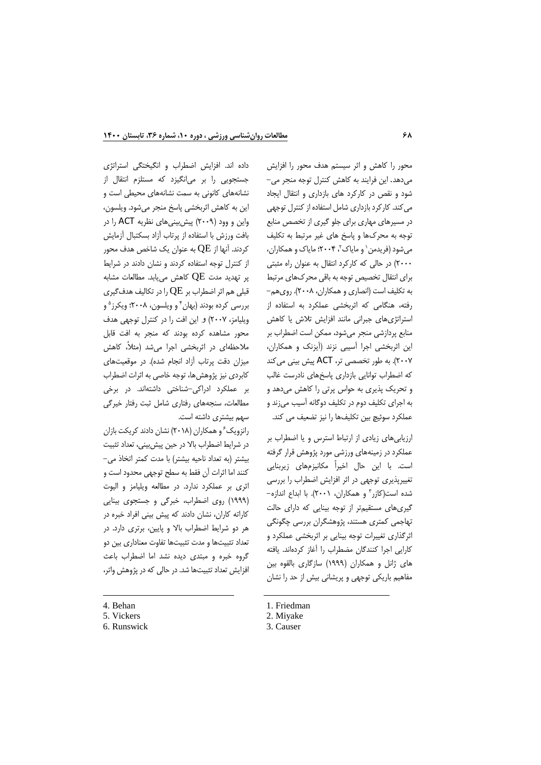محور را کاهش و اثر سیستم هدف محور را افزایش می‌دهد. این فرایند به کاهش کنترل توجه منجر می-شود و نقص در کارکرد های بازداری و انتقال ایجاد می‌کند. کارکرد بازداری شامل استفاده از کنترل توجهی در مسیرهای مهاری برای جلو گیری از تخصص منابع توجه به محرک‌ها و پاسخ های غیر مرتبط به تکلیف می‌شود (فریدمن[1] و مایاک[2]، ۲۰۰۴؛ مایاک و همکاران، ۲۰۰۰) در حالی که کارکرد انتقال به عنوان راه مثبتی برای انتقال تخصیص توجه به باقی محرک‌های مرتبط به تکلیف است (انصاری و همکاران، ۲۰۰۸). روی‌هم-رفته، هنگامی که اثربخشی عملکرد به استفاده از استراتژی‌های جبرانی مانند افزایش تلاش یا کاهش منابع پردازشی منجر می‌شود، ممکن است اضطراب بر این اثربخشی اجرا آسیبی نزند (آیزنک و همکاران، ۲۰۰۷). به طور تخصصی تر، ACT پیش بینی می‌کند که اضطراب توانایی بازداری پاسخ‌های نادرست غالب و تحریک پذیری به حواس پرتی را کاهش می‌دهد و به اجرای تکلیف دوم در تکلیف دوگانه آسیب می‌زند و عملکرد سوئیچ بین تکلیف‌ها را نیز تضعیف می کند.

ارزیابی‌های زیادی از ارتباط استرس و یا اضطراب بر عملکرد در زمینه‌های ورزشی مورد پژوهش قرار گرفته است. با این حال اخیراً مکانیزم‌های زیربنایی تغییرپذیری توجهی در اثر افزایش اضطراب را بررسی شده است(کازر[3] و همکاران، ۲۰۰۱). با ابداع اندازه-گیری‌های مستقیم‌تر از توجه بینایی که دارای حالت تهاجمی کمتری هستند، پژوهشگران بررسی چگونگی اثرگذاری تغییرات توجه بینایی بر اثربخشی عملکرد و کارایی اجرا کنندگان مضطرب را آغاز کرده‌اند. یافته های ژانل و همکاران (۱۹۹۹) سازگاری بالقوه بین مفاهیم باریکی توجهی و پریشانی بیش از حد را نشان داده اند. افزایش اضطراب و انگیختگی استراتژی جستجویی را بر می‌انگیزد که مستلزم انتقال از نشانه‌های کانونی به سمت نشانه‌های محیطی است و این به کاهش اثربخشی پاسخ منجر می‌شود. ویلسون، واین و وود (۲۰۰۹) پیش‌بینی‌های نظریه ACT را در بافت ورزش با استفاده از پرتاب آزاد بسکتبال آزمایش کردند. آنها از QE به عنوان یک شاخص هدف محور از کنترل توجه استفاده کردند و نشان دادند در شرایط پر تهدید مدت QE کاهش می‌یابد. مطالعات مشابه قبلی هم اثر اضطراب بر QE را در تکالیف هدف‌گیری بررسی کرده بودند (بهان[4] و ویلسون، ۲۰۰۸؛ ویکرز[5] و ویلیامز، ۲۰۰۷) و این افت را در کنترل توجهی هدف محور مشاهده کرده بودند که منجر به افت قابل ملاحظه‌ای در اثربخشی اجرا می‌شد (مثلاً، کاهش میزان دقت پرتاب آزاد انجام شده). در موقعیت‌های کاربردی نیز پژوهش‌ها، توجه خاصی به اثرات اضطراب بر عملکرد ادراکی-شناختی داشته‌اند. در برخی مطالعات، سنجه‌های رفتاری شامل ثبت رفتار خیرگی سهم بیشتری داشته است.

رانزویک[6] و همکاران (۲۰۱۸) نشان دادند کریکت بازان در شرایط اضطراب بالا در حین پیش‌بینی، تعداد تثبیت بیشتر (به تعداد ناحیه بیشتر) با مدت کمتر اتخاذ می-کنند اما اثرات آن فقط به سطح توجهی محدود است و اثری بر عملکرد ندارد. در مطالعه ویلیامز و الیوت (۱۹۹۹) روی اضطراب، خبرگی و جستجوی بینایی کاراته کاران، نشان دادند که پیش بینی افراد خبره در هر دو شرایط اضطراب بالا و پایین، برتری دارد. در تعداد تثبیت‌ها و مدت تثبیت‌ها تفاوت معناداری بین دو گروه خبره و مبتدی دیده نشد اما اضطراب باعث افزایش تعداد تثبیت‌ها شد. در حالی که در پژوهش واتر،

---

1. Friedman
2. Miyake
3. Causer
4. Behan
5. Vickers
6. Runswick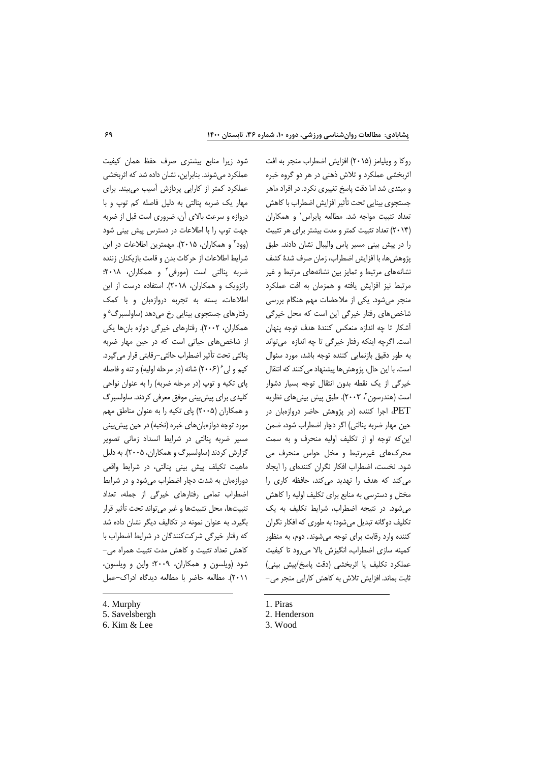روکا و ویلیامز (۲۰۱۵) افزایش اضطراب منجر به افت اثربخشی عملکرد و تلاش ذهنی در هر دو گروه خبره و مبتدی شد اما دقت پاسخ تغییری نکرد. در افراد ماهر جستجوی بینایی تحت تأثیر افزایش اضطراب با کاهش تعداد تثبیت مواجه شد. مطالعه پایراس[1] و همکاران (۲۰۱۴) تعداد تثبیت کمتر و مدت بیشتر برای هر تثبیت را در پیش بینی مسیر پاس والیبال نشان دادند. طبق پژوهش‌ها، با افزایش اضطراب، زمان صرف شدهٔ کشف نشانه‌های مرتبط و تمایز بین نشانه‌های مرتبط و غیر مرتبط نیز افزایش یافته و همزمان به افت عملکرد منجر می‌شود. یکی از ملاحضات مهم هنگام بررسی شاخص‌های رفتار خیرگی این است که محل خیرگی آشکار تا چه اندازه منعکس کنندهٔ هدف توجه پنهان است. اگرچه اینکه رفتار خیرگی تا چه اندازه می‌تواند به طور دقیق بازنمایی کننده توجه باشد، مورد سؤال است. با این حال، پژوهش‌ها پیشنهاد می‌کنند که انتقال خیرگی از یک نقطه بدون انتقال توجه بسیار دشوار است (هندرسون[2]، ۲۰۰۳). طبق پیش بینی‌های نظریه PET، اجرا کننده (در پژوهش حاضر دروازه‌بان در حین مهار ضربه پنالتی) اگر دچار اضطراب شود، ضمن این‌که توجه او از تکلیف اولیه منحرف و به سمت محرک‌های غیرمرتبط و مخل حواس منحرف می شود. نخست، اضطراب افکار نگران کننده‌ای را ایجاد می‌کند که هدف را تهدید می‌کند، حافظه کاری را مختل و دسترسی به منابع برای تکلیف اولیه را کاهش می‌شود. در نتیجه اضطراب، شرایط تکلیف به یک تکلیف دوگانه تبدیل می‌شود؛ به طوری که افکار نگران کننده وارد رقابت برای توجه می‌شوند. دوم، به منظور کمینه سازی اضطراب، انگیزش بالا می‌رود تا کیفیت عملکرد تکلیف یا اثربخشی (دقت پاسخ/پیش بینی) ثابت بماند. افزایش تلاش به کاهش کارایی منجر می‌شود زیرا منابع بیشتری صرف حفظ همان کیفیت عملکرد می‌شوند. بنابراین، نشان داده شد که اثربخشی عملکرد کمتر از کارایی پردازش آسیب می‌بیند. برای مهار یک ضربه پنالتی به دلیل فاصله کم توپ و با دروازه و سرعت بالای آن، ضروری است قبل از ضربه جهت توپ را با اطلاعات در دسترس پیش بینی شود (وود[3] و همکاران، ۲۰۱۵). مهمترین اطلاعات در این شرایط اطلاعات از حرکات بدن و قامت بازیکنان زننده ضربه پنالتی است (مورفی[4] و همکاران، ۲۰۱۸؛ رانزویک و همکاران، ۲۰۱۸). استفاده درست از این اطلاعات، بسته به تجربه دروازه‌بان و با کمک رفتارهای جستجوی بینایی رخ می‌دهد (ساولسبرگ[5] و همکاران، ۲۰۰۲). رفتارهای خیرگی دوازه بان‌ها یکی از شاخص‌های حیاتی است که در حین مهار ضربه پنالتی تحت تأثیر اضطراب حالتی-رقابتی قرار می‌گیرد. کیم و لی[6] (۲۰۰۶) شانه (در مرحله اولیه) و تنه و فاصله پای تکیه و توپ (در مرحله ضربه) را به عنوان نواحی کلیدی برای پیش‌بینی موفق معرفی کردند. ساولسبرگ و همکاران (۲۰۰۵) پای تکیه را به عنوان مناطق مهم مورد توجه دوازه‌بان‌های خبره (نخبه) در حین پیش‌بینی مسیر ضربه پنالتی در شرایط انسداد زمانی تصویر گزارش کردند (ساولسبرگ و همکاران، ۲۰۰۵). به دلیل ماهیت تکلیف پیش بینی پنالتی، در شرایط واقعی دورازه‌بان به شدت دچار اضطراب می‌شود و در شرایط اضطراب تمامی رفتارهای خیرگی از جمله، تعداد تثبیت‌ها، محل تثبیت‌ها و غیر می‌تواند تحت تأثیر قرار بگیرد. به عنوان نمونه در تکالیف دیگر نشان داده شد که رفتار خیرگی شرکت‌کنندگان در شرایط اضطراب با کاهش تعداد تثبیت و کاهش مدت تثبیت همراه می‌شود (ویلسون و همکاران، ۲۰۰۹؛ واین و ویلسون، ۲۰۱۱). مطالعه حاضر با مطالعه دیدگاه ادراک-عمل

---

1. Piras
2. Henderson
3. Wood
4. Murphy
5. Savelsbergh
6. Kim & Lee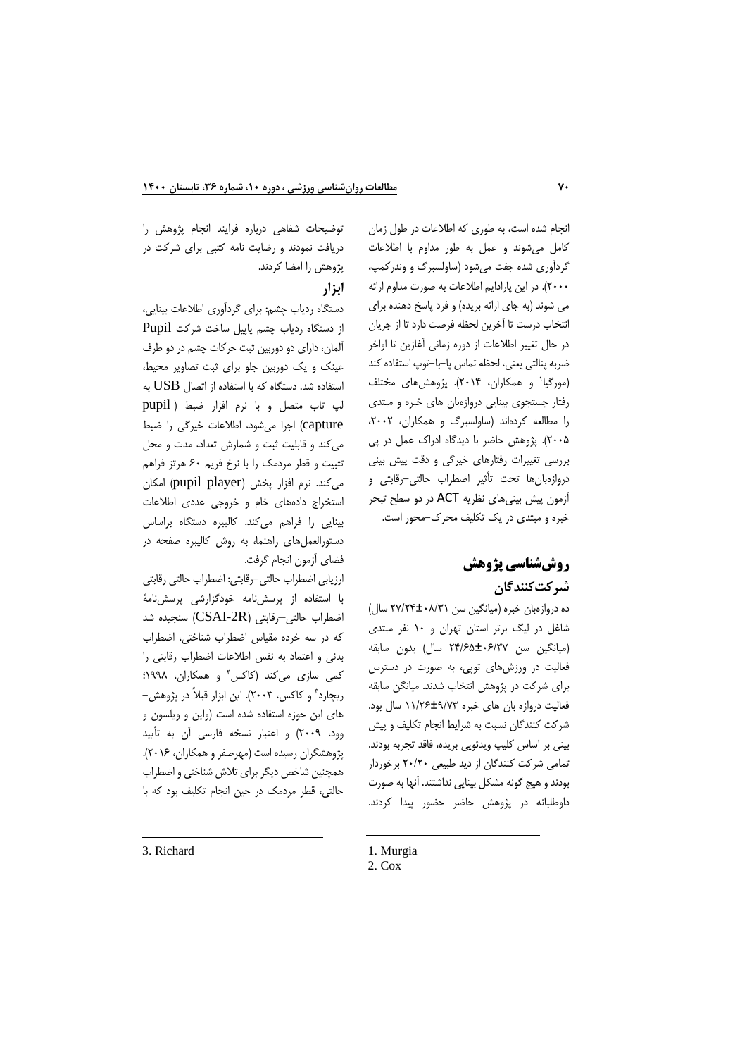انجام شده است، به طوری که اطلاعات در طول زمان کامل می‌شوند و عمل به طور مداوم با اطلاعات گردآوری شده جفت می‌شود (ساولسبرگ و وندرکمپ، ۲۰۰۰). در این پارادایم اطلاعات به صورت مداوم ارائه می شوند (به جای ارائه بریده) و فرد پاسخ دهنده برای انتخاب درست تا آخرین لحظه فرصت دارد تا از جریان در حال تغییر اطلاعات از دوره زمانی آغازین تا اواخر ضربه پنالتی یعنی، لحظه تماس پا–با–توپ استفاده کند (مورگیا[1] و همکاران، ۲۰۱۴). پژوهش‌های مختلف رفتار جستجوی بینایی دروازه‌بان های خبره و مبتدی را مطالعه کرده‌اند (ساولسبرگ و همکاران، ۲۰۰۲، ۲۰۰۵). پژوهش حاضر با دیدگاه ادراک عمل در پی بررسی تغییرات رفتارهای خیرگی و دقت پیش بینی دروازه‌بان‌ها تحت تأثیر اضطراب حالتی–رقابتی و آزمون پیش بینی‌های نظریه ACT در دو سطح تبحر خبره و مبتدی در یک تکلیف محرک–محور است.

## روش‌شناسی پژوهش

### شرکت‌کنندگان

ده دروازه‌بان خبره (میانگین سن ۰۸/۳۱±۲۷/۲۴ سال) شاغل در لیگ برتر استان تهران و ۱۰ نفر مبتدی (میانگین سن ۰۶/۳۷±۲۴/۶۵ سال) بدون سابقه فعالیت در ورزش‌های توپی، به صورت در دسترس برای شرکت در پژوهش انتخاب شدند. میانگن سابقه فعالیت دروازه بان های خبره ۹/۷۳±۱۱/۲۶ سال بود. شرکت کنندگان نسبت به شرایط انجام تکلیف و پیش بینی بر اساس کلیپ ویدئویی بریده، فاقد تجربه بودند. تمامی شرکت کنندگان از دید طبیعی ۲۰/۲۰ برخوردار بودند و هیچ گونه مشکل بینایی نداشتند. آنها به صورت داوطلبانه در پژوهش حاضر حضور پیدا کردند. توضیحات شفاهی درباره فرایند انجام پژوهش را دریافت نمودند و رضایت نامه کتبی برای شرکت در پژوهش را امضا کردند.

### ابزار

دستگاه ردیاب چشم: برای گردآوری اطلاعات بینایی، از دستگاه ردیاب چشم پاپیل ساخت شرکت Pupil آلمان، دارای دو دوربین ثبت حرکات چشم در دو طرف عینک و یک دوربین جلو برای ثبت تصاویر محیط، استفاده شد. دستگاه که با استفاده از اتصال USB به لپ تاپ متصل و با نرم افزار ضبط (pupil capture) اجرا می‌شود، اطلاعات خیرگی را ضبط می‌کند و قابلیت ثبت و شمارش تعداد، مدت و محل تثبیت و قطر مردمک را با نرخ فریم ۶۰ هرتز فراهم می‌کند. نرم افزار پخش (pupil player) امکان استخراج داده‌های خام و خروجی عددی اطلاعات بینایی را فراهم می‌کند. کالیبره دستگاه براساس دستورالعمل‌های راهنما، به روش کالیبره صفحه در فضای آزمون انجام گرفت.

ارزیابی اضطراب حالتی–رقابتی: اضطراب حالتی رقابتی با استفاده از پرسش‌نامه خودگزارشی پرسش‌نامهٔ اضطراب حالتی–رقابتی (CSAI-2R) سنجیده شد که در سه خرده مقیاس اضطراب شناختی، اضطراب بدنی و اعتماد به نفس اطلاعات اضطراب رقابتی را کمی سازی می‌کند (کاکس[2] و همکاران، ۱۹۹۸؛ ریچارد[3] و کاکس، ۲۰۰۳). این ابزار قبلاً در پژوهش–های این حوزه استفاده شده است (واین و ویلسون و وود، ۲۰۰۹) و اعتبار نسخه فارسی آن به تأیید پژوهشگران رسیده است (مهرصفر و همکاران، ۲۰۱۶). همچنین شاخص دیگر برای تلاش شناختی و اضطراب حالتی، قطر مردمک در حین انجام تکلیف بود که با

---

1. Murgia
2. Cox
3. Richard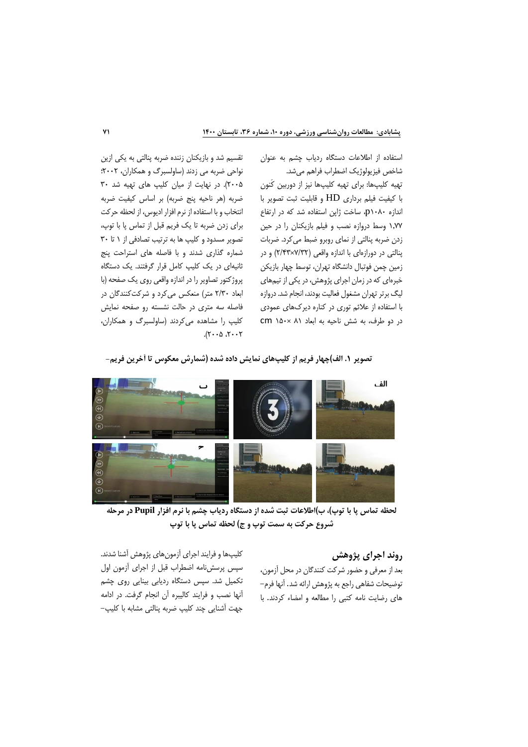استفاده از اطلاعات دستگاه ردیاب چشم به عنوان شاخص فیزیولوژیک اضطراب فراهم می‌شد.

تهیه کلیپ‌ها: برای تهیه کلیپ‌ها نیز از دوربین کَنون با کیفیت فیلم برداری HD و قابلیت ثبت تصویر با اندازه p۱۰۸۰، ساخت ژاپن استفاده شد که در ارتفاع ۱/۷۷ وسط دروازه نصب و فیلم بازیکنان را در حین زدن ضربه پنالتی از نمای روبرو ضبط می‌کرد. ضربات پنالتی در دورازه‌ای با اندازه واقعی (۷/۳۲×۲/۴۳) و در زمین چمن فوتبال دانشگاه تهران، توسط چهار بازیکن خبره‌ای که در زمان اجرای پژوهش، در یکی از تیم‌های لیگ برتر تهران مشغول فعالیت بودند، انجام شد. دروازه با استفاده از علائم توری در کناره دیرک‌های عمودی در دو طرف، به شش ناحیه به ابعاد ۸۱ ×۱۵۰ cm تقسیم شد و بازیکنان زننده ضربه پنالتی به یکی ازین نواحی ضربه می زدند (ساولسبرگ و همکاران، ۲۰۰۲؛ ۲۰۰۵). در نهایت از میان کلیپ های تهیه شد ۳۰ ضربه (هر ناحیه پنج ضربه) بر اساس کیفیت ضربه انتخاب و با استفاده از نرم افزار ادیوس، از لحظه حرکت برای زدن ضربه تا یک فریم قبل از تماس پا با توپ، تصویر مسدود و کلیپ ها به ترتیب تصادفی از ۱ تا ۳۰ شماره گذاری شدند و با فاصله های استراحت پنج ثانیه‌ای در یک کلیپ کامل قرار گرفتند. یک دستگاه پروژکتور تصاویر را در اندازه واقعی روی یک صفحه (با ابعاد ۲/۳۰ متر) منعکس می‌کرد و شرکت‌کنندگان در فاصله سه متری در حالت نشسته رو صفحه نمایش کلیپ را مشاهده می‌کردند (ساولسبرگ و همکاران، ۲۰۰۲، ۲۰۰۵).

**تصویر ۱. الف)چهار فریم از کلیپ‌های نمایش داده شده (شمارش معکوس تا آخرین فریم- لحظه تماس پا با توپ)، ب)اطلاعات ثبت شده از دستگاه ردیاب چشم با نرم افزار Pupil در مرحله شروع حرکت به سمت توپ و ج) لحظه تماس پا با توپ**

## روند اجرای پژوهش

بعد از معرفی و حضور شرکت کنندگان در محل آزمون، توضیحات شفاهی راجع به پژوهش ارائه شد. آنها فرم-های رضایت نامه کتبی را مطالعه و امضاء کردند. با کلیپ‌ها و فرایند اجرای آزمون‌های پژوهش آشنا شدند. سپس پرسش‌نامه اضطراب قبل از اجرای آزمون اول تکمیل شد. سپس دستگاه ردیابی بینایی روی چشم آنها نصب و فرایند کالیبره آن انجام گرفت. در ادامه جهت آشنایی چند کلیپ ضربه پنالتی مشابه با کلیپ-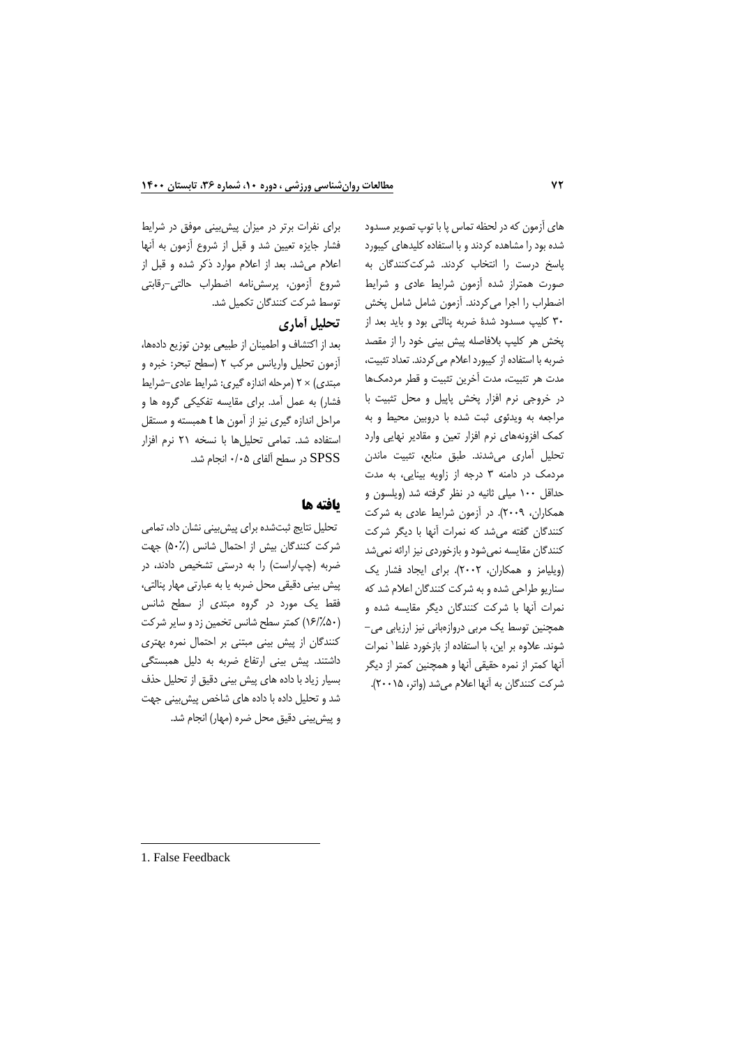های آزمون که در لحظه تماس پا با توپ تصویر مسدود شده بود را مشاهده کردند و با استفاده کلیدهای کیبورد پاسخ درست را انتخاب کردند. شرکت‌کنندگان به صورت همتراز شده آزمون شرایط عادی و شرایط اضطراب را اجرا می‌کردند. آزمون شامل شامل پخش ۳۰ کلیپ مسدود شدۀ ضربه پنالتی بود و باید بعد از پخش هر کلیپ بلافاصله پیش بینی خود را از مقصد ضربه با استفاده از کیبورد اعلام می‌کردند. تعداد تثبیت، مدت هر تثبیت، مدت آخرین تثبیت و قطر مردمک‌ها در خروجی نرم افزار پخش پاپیل و محل تثبیت با مراجعه به ویدئوی ثبت شده با دروبین محیط و به کمک افزونه‌های نرم افزار تعین و مقادیر نهایی وارد تحلیل آماری می‌شدند. طبق منابع، تثبیت ماندن مردمک در دامنه ۳ درجه از زاویه بینایی، به مدت حداقل ۱۰۰ میلی ثانیه در نظر گرفته شد (ویلسون و همکاران، ۲۰۰۹). در آزمون شرایط عادی به شرکت کنندگان گفته می‌شد که نمرات آنها با دیگر شرکت کنندگان مقایسه نمی‌شود و بازخوردی نیز ارائه نمی‌شد (ویلیامز و همکاران، ۲۰۰۲). برای ایجاد فشار یک سناریو طراحی شده و به شرکت کنندگان اعلام شد که نمرات آنها با شرکت کنندگان دیگر مقایسه شده و همچنین توسط یک مربی دروازه‌بانی نیز ارزیابی می‌-شوند. علاوه بر این، با استفاده از بازخورد غلط[1] نمرات آنها کمتر از نمره حقیقی آنها و همچنین کمتر از دیگر شرکت کنندگان به آنها اعلام می‌شد (واتر، ۲۰۰۱۵).

برای نفرات برتر در میزان پیش‌بینی موفق در شرایط فشار جایزه تعیین شد و قبل از شروع آزمون به آنها اعلام می‌شد. بعد از اعلام موارد ذکر شده و قبل از شروع آزمون، پرسش‌نامه اضطراب حالتی-رقابتی توسط شرکت کنندگان تکمیل شد.

### تحلیل آماری

بعد از اکتشاف و اطمینان از طبیعی بودن توزیع داده‌ها، آزمون تحلیل واریانس مرکب ۲ (سطح تبحر: خبره و مبتدی) × ۲ (مرحله اندازه گیری: شرایط عادی-شرایط فشار) به عمل آمد. برای مقایسه تفکیکی گروه ها و مراحل اندازه گیری نیز از آمون ها t همبسته و مستقل استفاده شد. تمامی تحلیل‌ها با نسخه ۲۱ نرم افزار SPSS در سطح آلفای ۰/۰۵ انجام شد.

## یافته ها

تحلیل نتایج ثبت‌شده برای پیش‌بینی نشان داد، تمامی شرکت کنندگان بیش از احتمال شانس (۵۰٪) جهت ضربه (چپ/راست) را به درستی تشخیص دادند، در پیش بینی دقیقی محل ضربه یا به عبارتی مهار پنالتی، فقط یک مورد در گروه مبتدی از سطح شانس (۱۶/۵۰٪) کمتر سطح شانس تخمین زد و سایر شرکت کنندگان از پیش بینی مبتنی بر احتمال نمره بهتری داشتند. پیش بینی ارتفاع ضربه به دلیل همبستگی بسیار زیاد با داده های پیش بینی دقیق از تحلیل حذف شد و تحلیل داده با داده های شاخص پیش‌بینی جهت و پیش‌بینی دقیق محل ضره (مهار) انجام شد.

---

1. False Feedback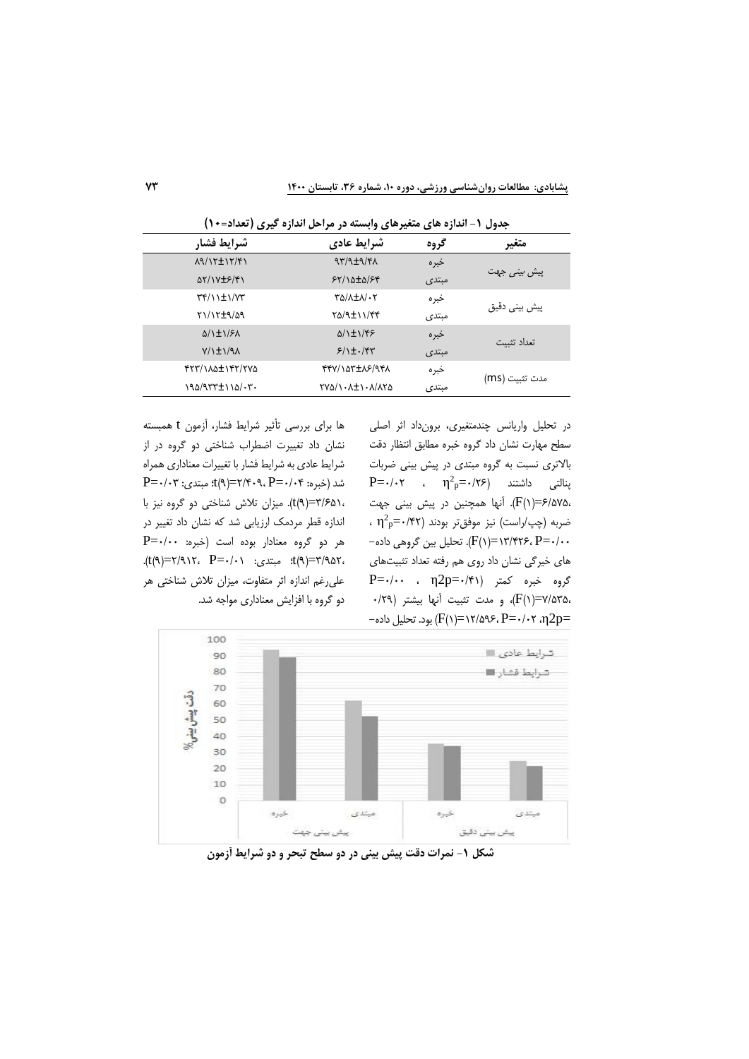**جدول ۱- اندازه های متغیرهای وابسته در مراحل اندازه گیری (تعداد=۱۰)**

| متغیر | گروه | شرایط عادی | شرایط فشار |
|---|---|---|---|
| پیش بینی جهت | خبره | ۹۳/۹±۹/۴۸ | ۸۹/۱۲±۱۲/۴۱ |
| | مبتدی | ۶۲/۱۵±۵/۶۴ | ۵۲/۱۷±۶/۴۱ |
| پیش بینی دقیق | خبره | ۳۵/۸±۸/۰۲ | ۳۴/۱۱±۱/۷۳ |
| | مبتدی | ۲۵/۹±۱۱/۴۴ | ۲۱/۱۲±۹/۵۹ |
| تعداد تثبیت | خبره | ۵/۱±۱/۴۶ | ۵/۱±۱/۶۸ |
| | مبتدی | ۶/۱±۰/۴۳ | ۷/۱±۱/۹۸ |
| مدت تثبیت (ms) | خبره | ۴۴۷/۱۵۳±۸۶/۹۴۸ | ۴۲۳/۱۸۵±۱۴۲/۲۷۵ |
| | مبتدی | ۲۷۵/۱۰۸±۱۰۸/۸۲۵ | ۱۹۵/۹۳۳±۱۱۵/۰۳۰ |

در تحلیل واریانس چندمتغیری، برون‌داد اثر اصلی سطح مهارت نشان داد گروه خبره مطابق انتظار دقت بالاتری نسبت به گروه مبتدی در پیش بینی ضربات پنالتی داشتند ($\eta^2_p$=۰/۲۶ ، P=۰/۰۲ ،F(۱)=۶/۵۷۵). آنها همچنین در پیش بینی جهت ضربه (چپ/راست) نیز موفق‌تر بودند ($\eta^2_p$=۰/۴۲ ، P=۰/۰۰ ،F(۱)=۱۳/۴۲۶). تحلیل بین گروهی داده‌های خیرگی نشان داد روی هم رفته تعداد تثبیت‌های گروه خبره کمتر ($\eta 2p$=۰/۴۱ ، P=۰/۰۰ ،F(۱)=۷/۵۳۵)، و مدت تثبیت آنها بیشتر ($\eta 2p$=۰/۲۹ ،P=۰/۰۲ ،F(۱)=۱۲/۵۹۶) بود. تحلیل داده‌ها برای بررسی تأثیر شرایط فشار، آزمون t همبسته نشان داد تغییرت اضطراب شناختی دو گروه در از شرایط عادی به شرایط فشار با تغییرات معناداری همراه شد (خبره: P=۰/۰۴ ،t(۹)=۲/۴۰۹؛ مبتدی: P=۰/۰۳ ،t(۹)=۳/۶۵۱). میزان تلاش شناختی دو گروه نیز با اندازه قطر مردمک ارزیابی شد که نشان داد تغییر در هر دو گروه معنادار بوده است (خبره: P=۰/۰۰ ،t(۹)=۳/۹۵۲؛ مبتدی: P=۰/۰۱ ،t(۹)=۲/۹۱۲). علی‌رغم اندازه اثر متفاوت، میزان تلاش شناختی هر دو گروه با افزایش معناداری مواجه شد.

**شکل ۱- نمرات دقت پیش بینی در دو سطح تبحر و دو شرایط آزمون**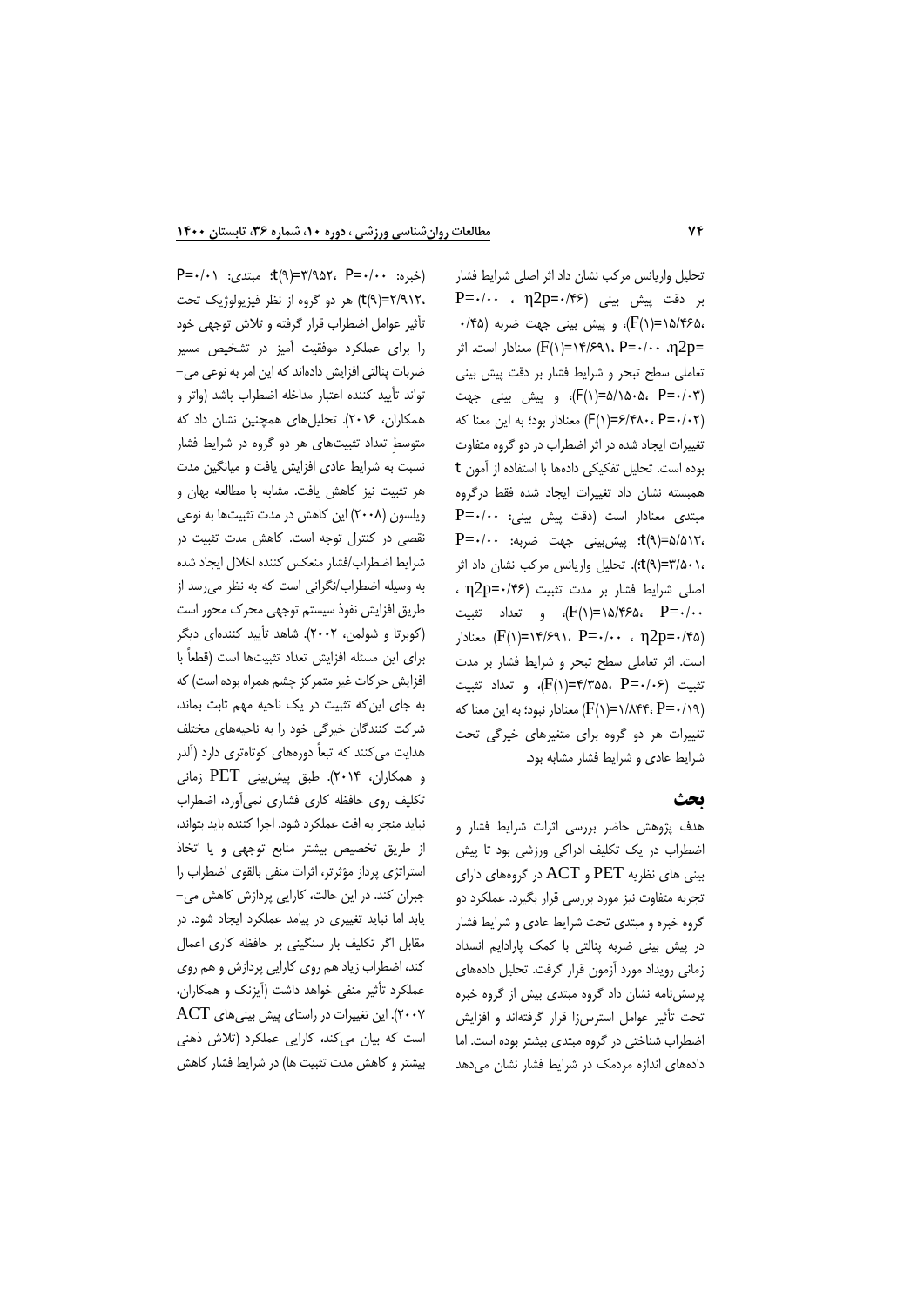تحلیل واریانس مرکب نشان داد اثر اصلی شرایط فشار بر دقت پیش بینی ($\eta2p$=۰/۴۶ ، P=۰/۰۰ ،F(۱)=۱۵/۴۶۵)، و پیش بینی جهت ضربه (۰/۴۵ =$\eta2p$، P=۰/۰۰ ،F(۱)=۱۴/۶۹۱) معنادار است. اثر تعاملی سطح تبحر و شرایط فشار بر دقت پیش بینی (F(۱)=۵/۱۵۰۵، P=۰/۰۳)، و پیش بینی جهت (F(۱)=۶/۴۸۰، P=۰/۰۲) معنادار بود؛ به این معنا که تغییرات ایجاد شده در اثر اضطراب در دو گروه متفاوت بوده است. تحلیل تفکیکی داده‌ها با استفاده از آمون t همبسته نشان داد تغییرات ایجاد شده فقط درگروه مبتدی معنادار است (دقت پیش بینی: P=۰/۰۰ ،t(۹)=۵/۵۱۳؛ پیش‌بینی جهت ضربه: P=۰/۰۰ ،t(۹)=۳/۵۰۱). تحلیل واریانس مرکب نشان داد اثر اصلی شرایط فشار بر مدت تثبیت ($\eta2p$=۰/۴۶ ، P=۰/۰۰ ،F(۱)=۱۵/۴۶۵)، و تعداد تثبیت ($\eta2p$=۰/۴۵ ، P=۰/۰۰ ،F(۱)=۱۴/۶۹۱) معنادار است. اثر تعاملی سطح تبحر و شرایط فشار بر مدت تثبیت (F(۱)=۴/۳۵۵، P=۰/۰۶)، و تعداد تثبیت (F(۱)=۱/۸۴۴، P=۰/۱۹) معنادار نبود؛ به این معنا که تغییرات هر دو گروه برای متغیرهای خیرگی تحت شرایط عادی و شرایط فشار مشابه بود.

## بحث

هدف پژوهش حاضر بررسی اثرات شرایط فشار و اضطراب در یک تکلیف ادراکی ورزشی بود تا پیش بینی های نظریه PET و ACT در گروه‌های دارای تجربه متفاوت نیز مورد بررسی قرار بگیرد. عملکرد دو گروه خبره و مبتدی تحت شرایط عادی و شرایط فشار در پیش بینی ضربه پنالتی با کمک پارادایم انسداد زمانی رویداد مورد آزمون قرار گرفت. تحلیل داده‌های پرسش‌نامه نشان داد گروه مبتدی بیش از گروه خبره تحت تأثیر عوامل استرس‌زا قرار گرفته‌اند و افزایش اضطراب شناختی در گروه مبتدی بیشتر بوده است. اما داده‌های اندازه مردمک در شرایط فشار نشان می‌دهد (خبره: P=۰/۰۰ ،t(۹)=۳/۹۵۲؛ مبتدی: P=۰/۰۱ ،t(۹)=۲/۹۱۲) هر دو گروه از نظر فیزیولوژیک تحت تأثیر عوامل اضطراب قرار گرفته و تلاش توجهی خود را برای عملکرد موفقیت آمیز در تشخیص مسیر ضربات پنالتی افزایش داده‌اند که این امر به نوعی می‌تواند تأیید کننده اعتبار مداخله اضطراب باشد (واتر و همکاران، ۲۰۱۶). تحلیل‌های همچنین نشان داد که متوسطِ تعداد تثبیت‌های هر دو گروه در شرایط فشار نسبت به شرایط عادی افزایش یافت و میانگین مدت هر تثبیت نیز کاهش یافت. مشابه با مطالعه بهان و ویلسون (۲۰۰۸) این کاهش در مدت تثبیت‌ها به نوعی نقصی در کنترل توجه است. کاهش مدت تثبیت در شرایط اضطراب/فشار منعکس کننده اخلال ایجاد شده به وسیله اضطراب/نگرانی است که به نظر می‌رسد از طریق افزایش نفوذ سیستم توجهی محرک محور است (کوبرتا و شولمن، ۲۰۰۲). شاهد تأیید کننده‌ای دیگر برای این مسئله افزایش تعداد تثبیت‌ها است (قطعاً با افزایش حرکات غیر متمرکز چشم همراه بوده است) که به جای این‌که تثبیت در یک ناحیه مهم ثابت بماند، شرکت کنندگان خیرگی خود را به ناحیه‌های مختلف هدایت می‌کنند که تبعاً دوره‌های کوتاه‌تری دارد (آلدر و همکاران، ۲۰۱۴). طبق پیش‌بینی PET زمانی تکلیف روی حافظه کاری فشاری نمی‌آورد، اضطراب نباید منجر به افت عملکرد شود. اجرا کننده باید بتواند، از طریق تخصیص بیشتر منابع توجهی و یا اتخاذ استراتژی پرداز مؤثرتر، اثرات منفی بالقوی اضطراب را جبران کند. در این حالت، کارایی پردازش کاهش می‌یابد اما نباید تغییری در پیامد عملکرد ایجاد شود. در مقابل اگر تکلیف بار سنگینی بر حافظه کاری اعمال کند، اضطراب زیاد هم روی کارایی پردازش و هم روی عملکرد تأثیر منفی خواهد داشت (آیزنک و همکاران، ۲۰۰۷). این تغییرات در راستای پیش بینی‌های ACT است که بیان می‌کند، کارایی عملکرد (تلاش ذهنی بیشتر و کاهش مدت تثبیت ها) در شرایط فشار کاهش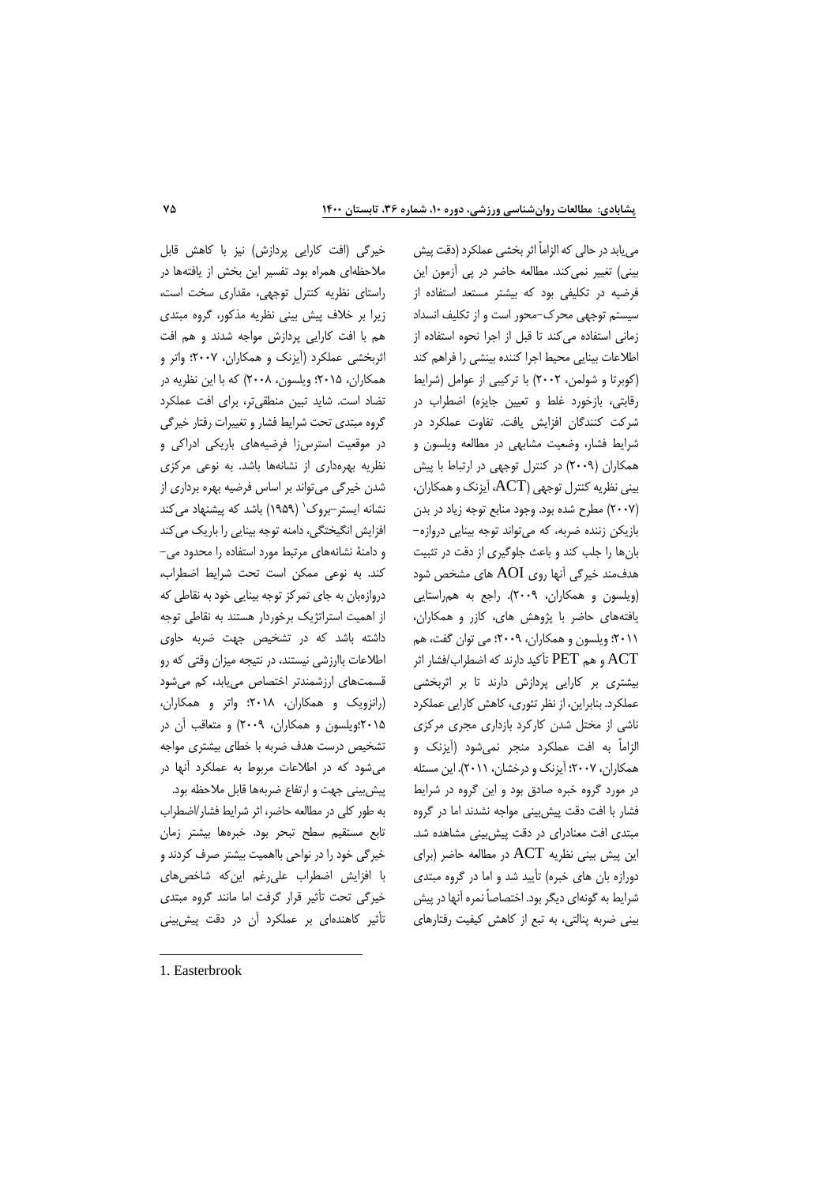می‌یابد در حالی که الزاماً اثر بخشی عملکرد (دقت پیش بینی) تغییر نمی‌کند. مطالعه حاضر در پی آزمون این فرضیه در تکلیفی بود که بیشتر مستعد استفاده از سیستم توجهی محرک-محور است و از تکلیف انسداد زمانی استفاده می‌کند تا قبل از اجرا نحوه استفاده از اطلاعات بینایی محیط اجرا کننده بینشی را فراهم کند (کوبرتا و شولمن، ۲۰۰۲) با ترکیبی از عوامل (شرایط رقابتی، بازخورد غلط و تعیین جایزه) اضطراب در شرکت کنندگان افزایش یافت. تفاوت عملکرد در شرایط فشار، وضعیت مشابهی در مطالعه ویلسون و همکاران (۲۰۰۹) در کنترل توجهی در ارتباط با پیش بینی نظریه کنترل توجهی (ACT، آیزنک و همکاران، (۲۰۰۷) مطرح شده بود. وجود منابع توجه زیاد در بدن بازیکن زننده ضربه، که می‌تواند توجه بینایی دروازه-بان‌ها را جلب کند و باعث جلوگیری از دقت در تثبیت هدف‌مند خیرگی آنها روی AOI های مشخص شود (ویلسون و همکاران، ۲۰۰۹). راجع به هم‌راستایی یافته‌های حاضر با پژوهش های، کازر و همکاران، ۲۰۱۱؛ ویلسون و همکاران، ۲۰۰۹؛ می توان گفت، هم ACT و هم PET تأکید دارند که اضطراب/فشار اثر بیشتری بر کارایی پردازش دارند تا بر اثربخشی عملکرد. بنابراین، از نظر تئوری، کاهش کارایی عملکرد ناشی از مختل شدن کارکرد بازداری مجری مرکزی الزاماً به افت عملکرد منجر نمی‌شود (آیزنک و همکاران، ۲۰۰۷؛ آیزنک و درخشان، ۲۰۱۱). این مسئله در مورد گروه خبره صادق بود و این گروه در شرایط فشار با افت دقت پیش‌بینی مواجه نشدند اما در گروه مبتدی افت معناداری در دقت پیش‌بینی مشاهده شد. این پیش بینی نظریه ACT در مطالعه حاضر (برای دورازه بان های خبره) تأیید شد و اما در گروه مبتدی شرایط به گونه‌ای دیگر بود. اختصاصاً نمره آنها در پیش بینی ضربه پنالتی، به تبع از کاهش کیفیت رفتارهای خیرگی (افت کارایی پردازش) نیز با کاهش قابل ملاحظه‌ای همراه بود. تفسیر این بخش از یافته‌ها در راستای نظریه کنترل توجهی، مقداری سخت است، زیرا بر خلاف پیش بینی نظریه مذکور، گروه مبتدی هم با افت کارایی پردازش مواجه شدند و هم افت اثربخشی عملکرد (آیزنک و همکاران، ۲۰۰۷؛ واتر و همکاران، ۲۰۱۵؛ ویلسون، ۲۰۰۸) که با این نظریه در تضاد است. شاید تبین منطقی‌تر، برای افت عملکرد گروه مبتدی تحت شرایط فشار و تغییرات رفتار خیرگی در موقعیت استرس‌زا فرضیه‌های باریکی ادراکی و نظریه بهره‌داری از نشانه‌ها باشد. به نوعی مرکزی شدن خیرگی می‌تواند بر اساس فرضیه بهره برداری از نشانه ایستر-بروک[1] (۱۹۵۹) باشد که پیشنهاد می‌کند افزایش انگیختگی، دامنه توجه بینایی را باریک می‌کند و دامنهٔ نشانه‌های مرتبط مورد استفاده را محدود می-کند. به نوعی ممکن است تحت شرایط اضطراب، دروازه‌بان به جای تمرکز توجه بینایی خود به نقاطی که از اهمیت استراتژیک برخوردار هستند به نقاطی توجه داشته باشد که در تشخیص جهت ضربه حاوی اطلاعات باارزشی نیستند، در نتیجه میزان وقتی که رو قسمت‌های ارزشمندتر اختصاص می‌یابد، کم می‌شود (رانزویک و همکاران، ۲۰۱۸؛ واتر و همکاران، ۲۰۱۵؛ویلسون و همکاران، ۲۰۰۹) و متعاقب آن در تشخیص درست هدف ضربه با خطای بیشتری مواجه می‌شود که در اطلاعات مربوط به عملکرد آنها در پیش‌بینی جهت و ارتفاع ضربه‌ها قابل ملاحظه بود.

به طور کلی در مطالعه حاضر، اثر شرایط فشار/اضطراب تابع مستقیم سطح تبحر بود. خبره‌ها بیشتر زمان خیرگی خود را در نواحی بااهمیت بیشتر صرف کردند و با افزایش اضطراب علی‌رغم این‌که شاخص‌های خیرگی تحت تأثیر قرار گرفت اما مانند گروه مبتدی تأثیر کاهنده‌ای بر عملکرد آن در دقت پیش‌بینی

---

1. Easterbrook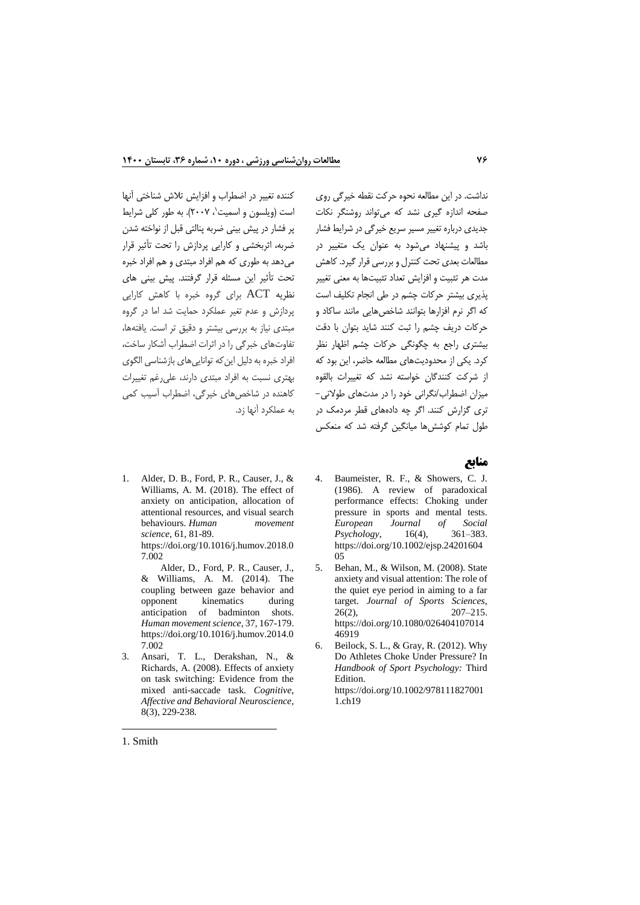نداشت. در این مطالعه نحوه حرکت نقطه خیرگی روی صفحه اندازه گیری نشد که می‌تواند روشنگر نکات جدیدی درباره تغییر مسیر سریع خیرگی در شرایط فشار باشد و پیشنهاد می‌شود به عنوان یک متغییر در مطالعات بعدی تحت کنترل و بررسی قرار گیرد. کاهش مدت هر تثبیت و افزایش تعداد تثبیت‌ها به معنی تغییر پذیری بیشتر حرکات چشم در طی انجام تکلیف است که اگر نرم افزارها بتوانند شاخص‌هایی مانند ساکاد و حرکات دریف چشم را ثبت کنند شاید بتوان با دقت بیشتری راجع به چگونگی حرکات چشم اظهار نظر کرد. یکی از محدودیت‌های مطالعه حاضر، این بود که از شرکت کنندگان خواسته نشد که تغییرات بالقوه میزان اضطراب/نگرانی خود را در مدت‌های طولانی‌-تری گزارش کنند. اگر چه داده‌های قطر مردمک در طول تمام کوشش‌ها میانگین گرفته شد که منعکس کننده تغییر در اضطراب و افزایش تلاش شناختی آنها است (ویلسون و اسمیت[1]، ۲۰۰۷). به طور کلی شرایط پر فشار در پیش بینی ضربه پنالتی قبل از نواخته شدن ضربه، اثربخشی و کارایی پردازش را تحت تأثیر قرار می‌دهد به طوری که هم افراد مبتدی و هم افراد خبره تحت تأثیر این مسئله قرار گرفتند. پیش بینی های نظریه ACT برای گروه خبره با کاهش کارایی پردازش و عدم تغیر عملکرد حمایت شد اما در گروه مبتدی نیاز به بررسی بیشتر و دقیق تر است. یافته‌ها، تفاوت‌های خیرگی را در اثرات اضطراب آشکار ساخت، افراد خبره به دلیل این‌که توانایی‌های بازشناسی الگوی بهتری نسبت به افراد مبتدی دارند، علی‌رغم تغییرات کاهنده در شاخص‌های خیرگی، اضطراب آسیب کمی به عملکرد آنها زد.

## منابع

1. Alder, D. B., Ford, P. R., Causer, J., & Williams, A. M. (2018). The effect of anxiety on anticipation, allocation of attentional resources, and visual search behaviours. *Human movement science*, 61, 81-89. https://doi.org/10.1016/j.humov.2018.07.002
2. Alder, D., Ford, P. R., Causer, J., & Williams, A. M. (2014). The coupling between gaze behavior and opponent kinematics during anticipation of badminton shots. *Human movement science*, 37, 167-179. https://doi.org/10.1016/j.humov.2014.07.002
3. Ansari, T. L., Derakshan, N., & Richards, A. (2008). Effects of anxiety on task switching: Evidence from the mixed anti-saccade task. *Cognitive, Affective and Behavioral Neuroscience*, 8(3), 229-238.
4. Baumeister, R. F., & Showers, C. J. (1986). A review of paradoxical performance effects: Choking under pressure in sports and mental tests. *European Journal of Social Psychology*, 16(4), 361–383. https://doi.org/10.1002/ejsp.2420160405
5. Behan, M., & Wilson, M. (2008). State anxiety and visual attention: The role of the quiet eye period in aiming to a far target. *Journal of Sports Sciences*, 26(2), 207–215. https://doi.org/10.1080/02640410701446919
6. Beilock, S. L., & Gray, R. (2012). Why Do Athletes Choke Under Pressure? In *Handbook of Sport Psychology:* Third Edition. https://doi.org/10.1002/9781118270011.ch19

---

1. Smith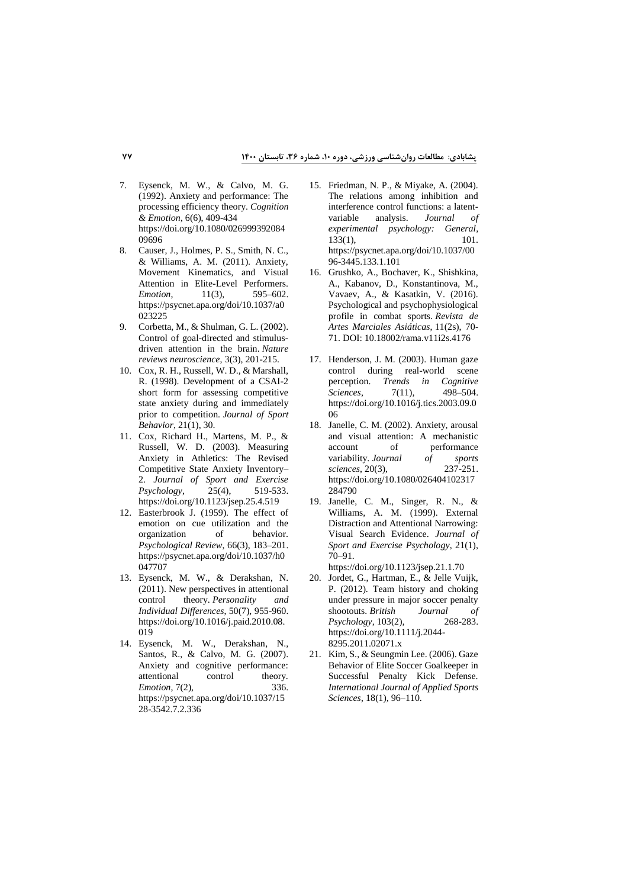7. Eysenck, M. W., & Calvo, M. G. (1992). Anxiety and performance: The processing efficiency theory. *Cognition & Emotion*, 6(6), 409-434 https://doi.org/10.1080/02699939208409696
8. Causer, J., Holmes, P. S., Smith, N. C., & Williams, A. M. (2011). Anxiety, Movement Kinematics, and Visual Attention in Elite-Level Performers. *Emotion*, 11(3), 595–602. https://psycnet.apa.org/doi/10.1037/a0023225
9. Corbetta, M., & Shulman, G. L. (2002). Control of goal-directed and stimulus-driven attention in the brain. *Nature reviews neuroscience*, 3(3), 201-215.
10. Cox, R. H., Russell, W. D., & Marshall, R. (1998). Development of a CSAI-2 short form for assessing competitive state anxiety during and immediately prior to competition. *Journal of Sport Behavior*, 21(1), 30.
11. Cox, Richard H., Martens, M. P., & Russell, W. D. (2003). Measuring Anxiety in Athletics: The Revised Competitive State Anxiety Inventory–2. *Journal of Sport and Exercise Psychology*, 25(4), 519-533. https://doi.org/10.1123/jsep.25.4.519
12. Easterbrook J. (1959). The effect of emotion on cue utilization and the organization of behavior. *Psychological Review*, 66(3), 183–201. https://psycnet.apa.org/doi/10.1037/h0047707
13. Eysenck, M. W., & Derakshan, N. (2011). New perspectives in attentional control theory. *Personality and Individual Differences*, 50(7), 955-960. https://doi.org/10.1016/j.paid.2010.08.019
14. Eysenck, M. W., Derakshan, N., Santos, R., & Calvo, M. G. (2007). Anxiety and cognitive performance: attentional control theory. *Emotion*, 7(2), 336. https://psycnet.apa.org/doi/10.1037/1528-3542.7.2.336
15. Friedman, N. P., & Miyake, A. (2004). The relations among inhibition and interference control functions: a latent-variable analysis. *Journal of experimental psychology: General*, 133(1), 101. https://psycnet.apa.org/doi/10.1037/0096-3445.133.1.101
16. Grushko, A., Bochaver, K., Shishkina, A., Kabanov, D., Konstantinova, M., Vavaev, A., & Kasatkin, V. (2016). Psychological and psychophysiological profile in combat sports. *Revista de Artes Marciales Asiáticas*, 11(2s), 70-71. DOI: 10.18002/rama.v11i2s.4176
17. Henderson, J. M. (2003). Human gaze control during real-world scene perception. *Trends in Cognitive Sciences*, 7(11), 498–504. https://doi.org/10.1016/j.tics.2003.09.006
18. Janelle, C. M. (2002). Anxiety, arousal and visual attention: A mechanistic account of performance variability. *Journal of sports sciences*, 20(3), 237-251. https://doi.org/10.1080/026404102317284790
19. Janelle, C. M., Singer, R. N., & Williams, A. M. (1999). External Distraction and Attentional Narrowing: Visual Search Evidence. *Journal of Sport and Exercise Psychology*, 21(1), 70–91. https://doi.org/10.1123/jsep.21.1.70
20. Jordet, G., Hartman, E., & Jelle Vuijk, P. (2012). Team history and choking under pressure in major soccer penalty shootouts. *British Journal of Psychology*, 103(2), 268-283. https://doi.org/10.1111/j.2044-8295.2011.02071.x
21. Kim, S., & Seungmin Lee. (2006). Gaze Behavior of Elite Soccer Goalkeeper in Successful Penalty Kick Defense. *International Journal of Applied Sports Sciences*, 18(1), 96–110.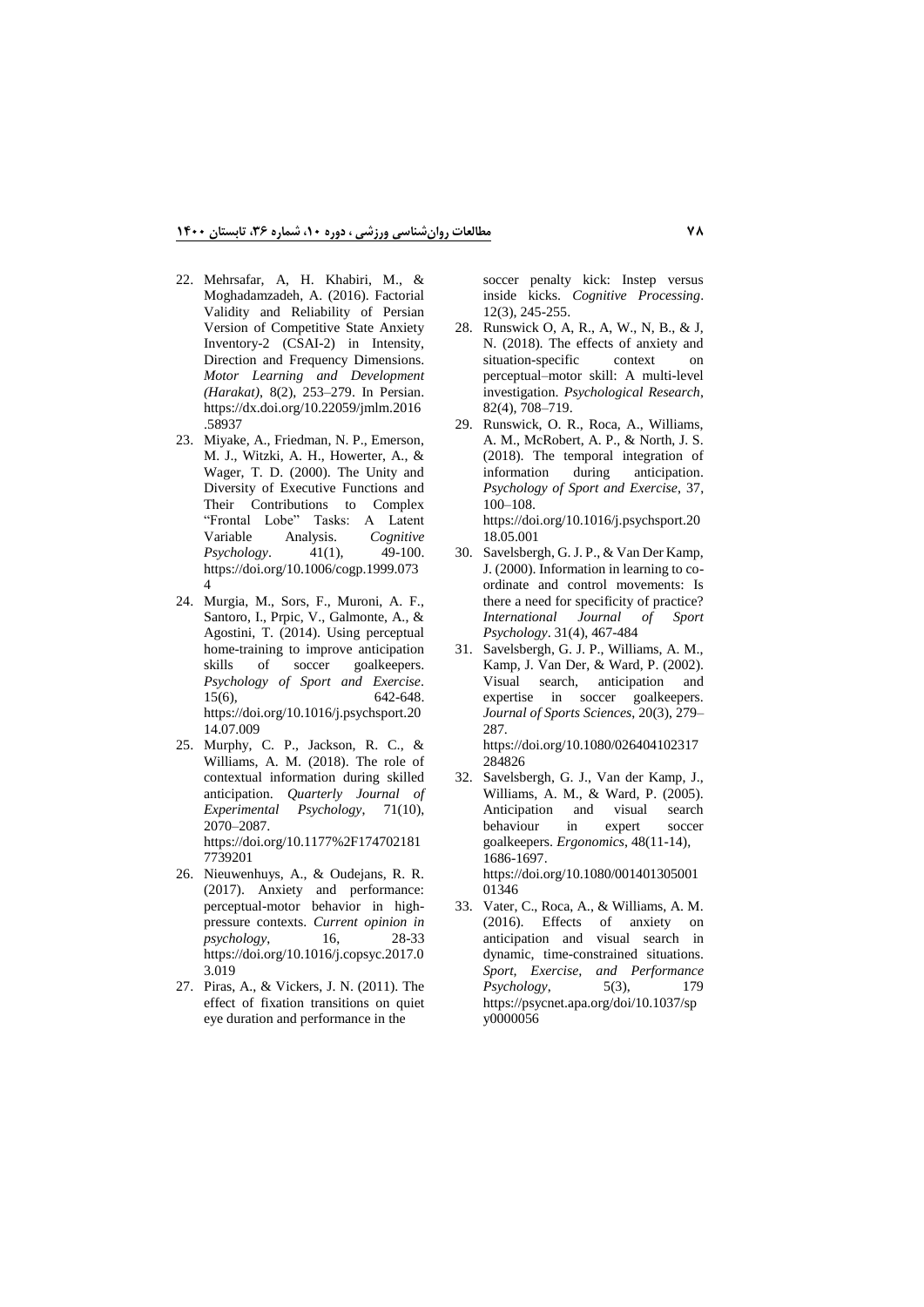22. Mehrsafar, A, H. Khabiri, M., & Moghadamzadeh, A. (2016). Factorial Validity and Reliability of Persian Version of Competitive State Anxiety Inventory-2 (CSAI-2) in Intensity, Direction and Frequency Dimensions. *Motor Learning and Development (Harakat)*, 8(2), 253–279. In Persian. https://dx.doi.org/10.22059/jmlm.2016.58937
23. Miyake, A., Friedman, N. P., Emerson, M. J., Witzki, A. H., Howerter, A., & Wager, T. D. (2000). The Unity and Diversity of Executive Functions and Their Contributions to Complex "Frontal Lobe" Tasks: A Latent Variable Analysis. *Cognitive Psychology*. 41(1), 49-100. https://doi.org/10.1006/cogp.1999.0734
24. Murgia, M., Sors, F., Muroni, A. F., Santoro, I., Prpic, V., Galmonte, A., & Agostini, T. (2014). Using perceptual home-training to improve anticipation skills of soccer goalkeepers. *Psychology of Sport and Exercise*. 15(6), 642-648. https://doi.org/10.1016/j.psychsport.2014.07.009
25. Murphy, C. P., Jackson, R. C., & Williams, A. M. (2018). The role of contextual information during skilled anticipation. *Quarterly Journal of Experimental Psychology*, 71(10), 2070–2087. https://doi.org/10.1177%2F1747021817739201
26. Nieuwenhuys, A., & Oudejans, R. R. (2017). Anxiety and performance: perceptual-motor behavior in high-pressure contexts. *Current opinion in psychology*, 16, 28-33 https://doi.org/10.1016/j.copsyc.2017.03.019
27. Piras, A., & Vickers, J. N. (2011). The effect of fixation transitions on quiet eye duration and performance in the soccer penalty kick: Instep versus inside kicks. *Cognitive Processing*. 12(3), 245-255.
28. Runswick O, A, R., A, W., N, B., & J, N. (2018). The effects of anxiety and situation-specific context on perceptual–motor skill: A multi-level investigation. *Psychological Research*, 82(4), 708–719.
29. Runswick, O. R., Roca, A., Williams, A. M., McRobert, A. P., & North, J. S. (2018). The temporal integration of information during anticipation. *Psychology of Sport and Exercise*, 37, 100–108. https://doi.org/10.1016/j.psychsport.2018.05.001
30. Savelsbergh, G. J. P., & Van Der Kamp, J. (2000). Information in learning to co-ordinate and control movements: Is there a need for specificity of practice? *International Journal of Sport Psychology*. 31(4), 467-484
31. Savelsbergh, G. J. P., Williams, A. M., Kamp, J. Van Der, & Ward, P. (2002). Visual search, anticipation and expertise in soccer goalkeepers. *Journal of Sports Sciences*, 20(3), 279–287. https://doi.org/10.1080/026404102317284826
32. Savelsbergh, G. J., Van der Kamp, J., Williams, A. M., & Ward, P. (2005). Anticipation and visual search behaviour in expert soccer goalkeepers. *Ergonomics*, 48(11-14), 1686-1697. https://doi.org/10.1080/00140130500101346
33. Vater, C., Roca, A., & Williams, A. M. (2016). Effects of anxiety on anticipation and visual search in dynamic, time-constrained situations. *Sport, Exercise, and Performance Psychology*, 5(3), 179 https://psycnet.apa.org/doi/10.1037/spy0000056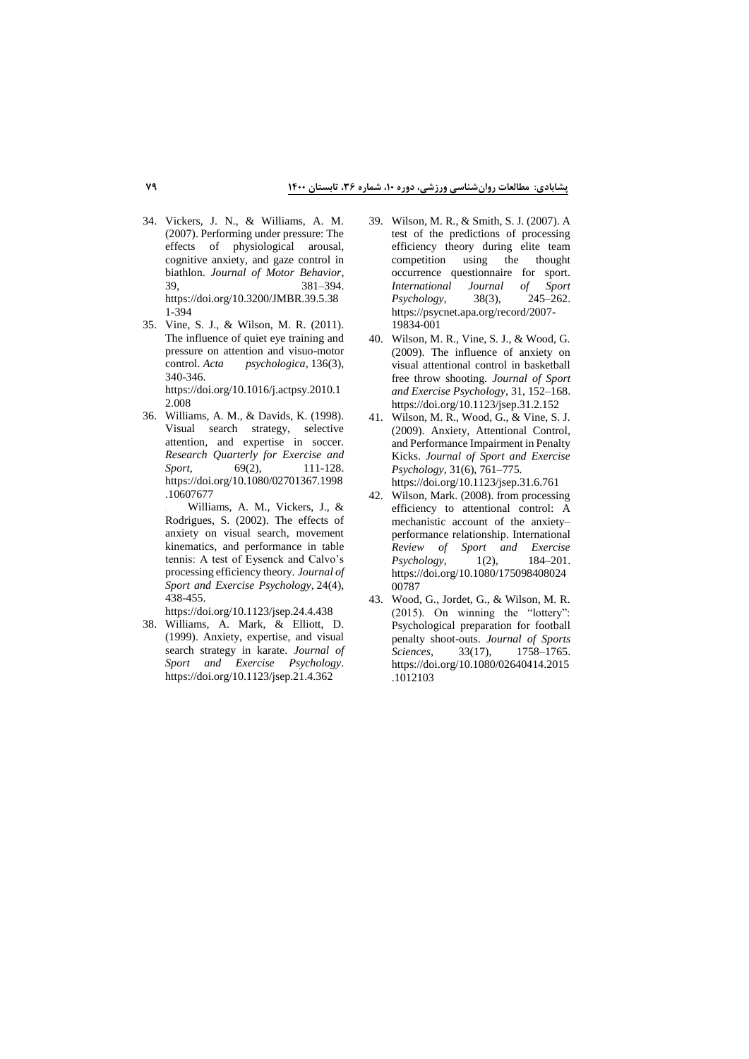34. Vickers, J. N., & Williams, A. M. (2007). Performing under pressure: The effects of physiological arousal, cognitive anxiety, and gaze control in biathlon. *Journal of Motor Behavior*, 39, 381–394. https://doi.org/10.3200/JMBR.39.5.381-394
35. Vine, S. J., & Wilson, M. R. (2011). The influence of quiet eye training and pressure on attention and visuo-motor control. *Acta psychologica*, 136(3), 340-346. https://doi.org/10.1016/j.actpsy.2010.12.008
36. Williams, A. M., & Davids, K. (1998). Visual search strategy, selective attention, and expertise in soccer. *Research Quarterly for Exercise and Sport*, 69(2), 111-128. https://doi.org/10.1080/02701367.1998.10607677
37. Williams, A. M., Vickers, J., & Rodrigues, S. (2002). The effects of anxiety on visual search, movement kinematics, and performance in table tennis: A test of Eysenck and Calvo's processing efficiency theory. *Journal of Sport and Exercise Psychology*, 24(4), 438-455. https://doi.org/10.1123/jsep.24.4.438
38. Williams, A. Mark, & Elliott, D. (1999). Anxiety, expertise, and visual search strategy in karate. *Journal of Sport and Exercise Psychology*. https://doi.org/10.1123/jsep.21.4.362
39. Wilson, M. R., & Smith, S. J. (2007). A test of the predictions of processing efficiency theory during elite team competition using the thought occurrence questionnaire for sport. *International Journal of Sport Psychology*, 38(3), 245–262. https://psycnet.apa.org/record/2007-19834-001
40. Wilson, M. R., Vine, S. J., & Wood, G. (2009). The influence of anxiety on visual attentional control in basketball free throw shooting. *Journal of Sport and Exercise Psychology*, 31, 152–168. https://doi.org/10.1123/jsep.31.2.152
41. Wilson, M. R., Wood, G., & Vine, S. J. (2009). Anxiety, Attentional Control, and Performance Impairment in Penalty Kicks. *Journal of Sport and Exercise Psychology*, 31(6), 761–775. https://doi.org/10.1123/jsep.31.6.761
42. Wilson, Mark. (2008). from processing efficiency to attentional control: A mechanistic account of the anxiety–performance relationship. International *Review of Sport and Exercise Psychology*, 1(2), 184–201. https://doi.org/10.1080/17509840802400787
43. Wood, G., Jordet, G., & Wilson, M. R. (2015). On winning the "lottery": Psychological preparation for football penalty shoot-outs. *Journal of Sports Sciences*, 33(17), 1758–1765. https://doi.org/10.1080/02640414.2015.1012103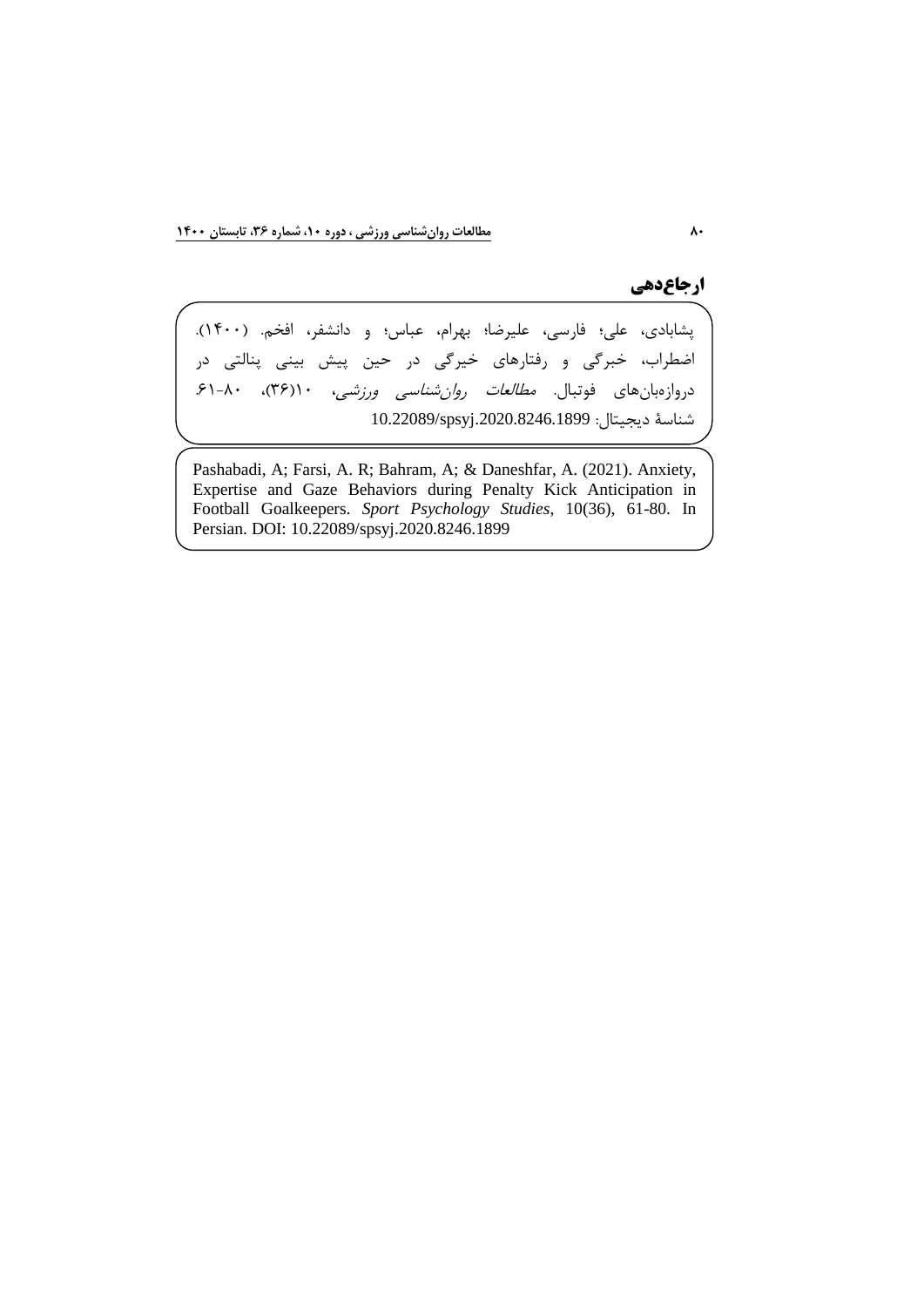## ارجاع‌دهی

پشابادی، علی؛ فارسی، علیرضا؛ بهرام، عباس؛ و دانشفر، افخم. (۱۴۰۰). اضطراب، خبرگی و رفتارهای خیرگی در حین پیش بینی پنالتی در دروازه‌بان‌های فوتبال. *مطالعات روان‌شناسی ورزشی*، ۱۰(۳۶)، ۸۰-۶۱. شناسهٔ دیجیتال: 10.22089/spsyj.2020.8246.1899

Pashabadi, A; Farsi, A. R; Bahram, A; & Daneshfar, A. (2021). Anxiety, Expertise and Gaze Behaviors during Penalty Kick Anticipation in Football Goalkeepers. *Sport Psychology Studies*, 10(36), 61-80. In Persian. DOI: 10.22089/spsyj.2020.8246.1899